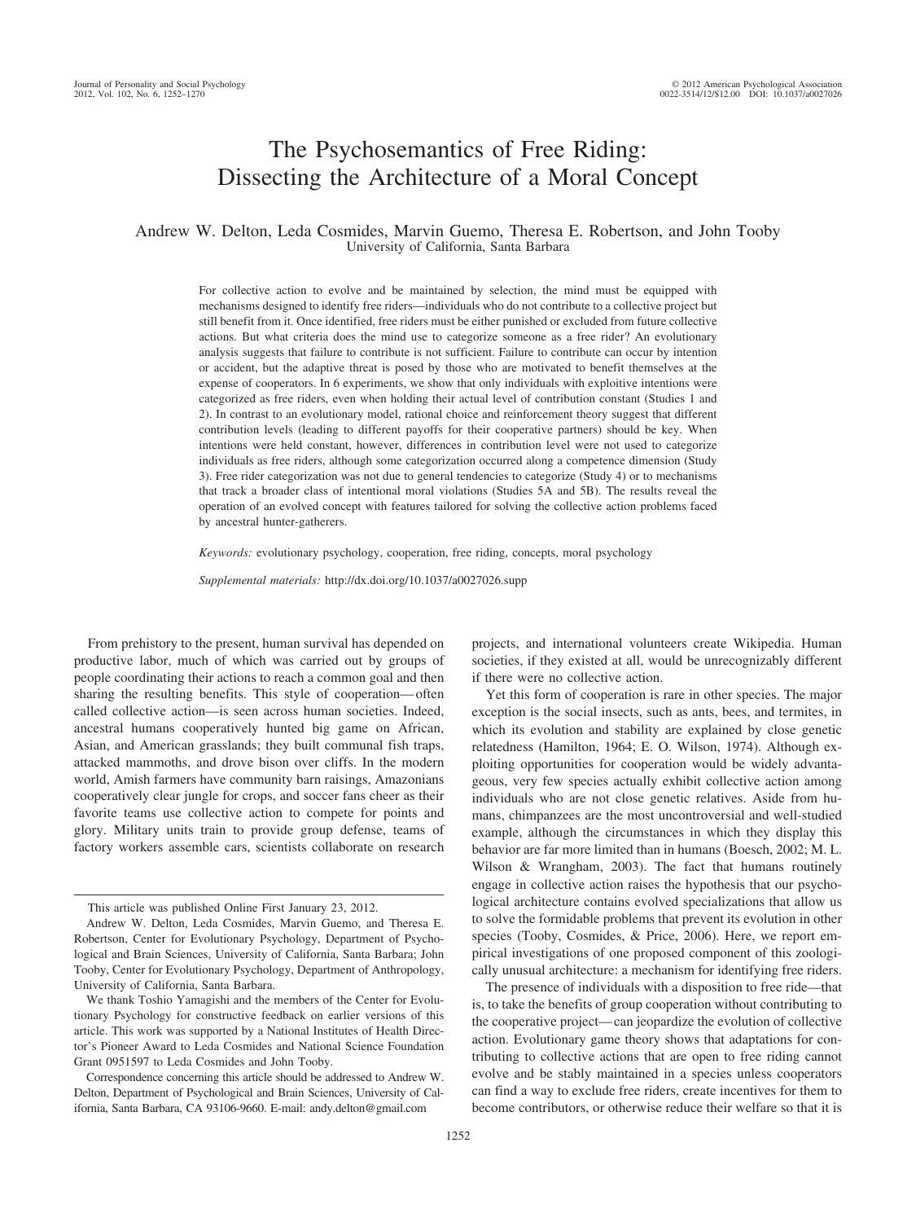# The Psychosemantics of Free Riding: Dissecting the Architecture of a Moral Concept

Andrew W. Delton, Leda Cosmides, Marvin Guemo, Theresa E. Robertson, and John Tooby
University of California, Santa Barbara

For collective action to evolve and be maintained by selection, the mind must be equipped with mechanisms designed to identify free riders—individuals who do not contribute to a collective project but still benefit from it. Once identified, free riders must be either punished or excluded from future collective actions. But what criteria does the mind use to categorize someone as a free rider? An evolutionary analysis suggests that failure to contribute is not sufficient. Failure to contribute can occur by intention or accident, but the adaptive threat is posed by those who are motivated to benefit themselves at the expense of cooperators. In 6 experiments, we show that only individuals with exploitive intentions were categorized as free riders, even when holding their actual level of contribution constant (Studies 1 and 2). In contrast to an evolutionary model, rational choice and reinforcement theory suggest that different contribution levels (leading to different payoffs for their cooperative partners) should be key. When intentions were held constant, however, differences in contribution level were not used to categorize individuals as free riders, although some categorization occurred along a competence dimension (Study 3). Free rider categorization was not due to general tendencies to categorize (Study 4) or to mechanisms that track a broader class of intentional moral violations (Studies 5A and 5B). The results reveal the operation of an evolved concept with features tailored for solving the collective action problems faced by ancestral hunter-gatherers.

*Keywords:* evolutionary psychology, cooperation, free riding, concepts, moral psychology

*Supplemental materials:* http://dx.doi.org/10.1037/a0027026.supp

From prehistory to the present, human survival has depended on productive labor, much of which was carried out by groups of people coordinating their actions to reach a common goal and then sharing the resulting benefits. This style of cooperation—often called collective action—is seen across human societies. Indeed, ancestral humans cooperatively hunted big game on African, Asian, and American grasslands; they built communal fish traps, attacked mammoths, and drove bison over cliffs. In the modern world, Amish farmers have community barn raisings, Amazonians cooperatively clear jungle for crops, and soccer fans cheer as their favorite teams use collective action to compete for points and glory. Military units train to provide group defense, teams of factory workers assemble cars, scientists collaborate on research projects, and international volunteers create Wikipedia. Human societies, if they existed at all, would be unrecognizably different if there were no collective action.

Yet this form of cooperation is rare in other species. The major exception is the social insects, such as ants, bees, and termites, in which its evolution and stability are explained by close genetic relatedness (Hamilton, 1964; E. O. Wilson, 1974). Although exploiting opportunities for cooperation would be widely advantageous, very few species actually exhibit collective action among individuals who are not close genetic relatives. Aside from humans, chimpanzees are the most uncontroversial and well-studied example, although the circumstances in which they display this behavior are far more limited than in humans (Boesch, 2002; M. L. Wilson & Wrangham, 2003). The fact that humans routinely engage in collective action raises the hypothesis that our psychological architecture contains evolved specializations that allow us to solve the formidable problems that prevent its evolution in other species (Tooby, Cosmides, & Price, 2006). Here, we report empirical investigations of one proposed component of this zoologically unusual architecture: a mechanism for identifying free riders.

The presence of individuals with a disposition to free ride—that is, to take the benefits of group cooperation without contributing to the cooperative project—can jeopardize the evolution of collective action. Evolutionary game theory shows that adaptations for contributing to collective actions that are open to free riding cannot evolve and be stably maintained in a species unless cooperators can find a way to exclude free riders, create incentives for them to become contributors, or otherwise reduce their welfare so that it is

---

This article was published Online First January 23, 2012.

Andrew W. Delton, Leda Cosmides, Marvin Guemo, and Theresa E. Robertson, Center for Evolutionary Psychology, Department of Psychological and Brain Sciences, University of California, Santa Barbara; John Tooby, Center for Evolutionary Psychology, Department of Anthropology, University of California, Santa Barbara.

We thank Toshio Yamagishi and the members of the Center for Evolutionary Psychology for constructive feedback on earlier versions of this article. This work was supported by a National Institutes of Health Director's Pioneer Award to Leda Cosmides and National Science Foundation Grant 0951597 to Leda Cosmides and John Tooby.

Correspondence concerning this article should be addressed to Andrew W. Delton, Department of Psychological and Brain Sciences, University of California, Santa Barbara, CA 93106-9660. E-mail: andy.delton@gmail.com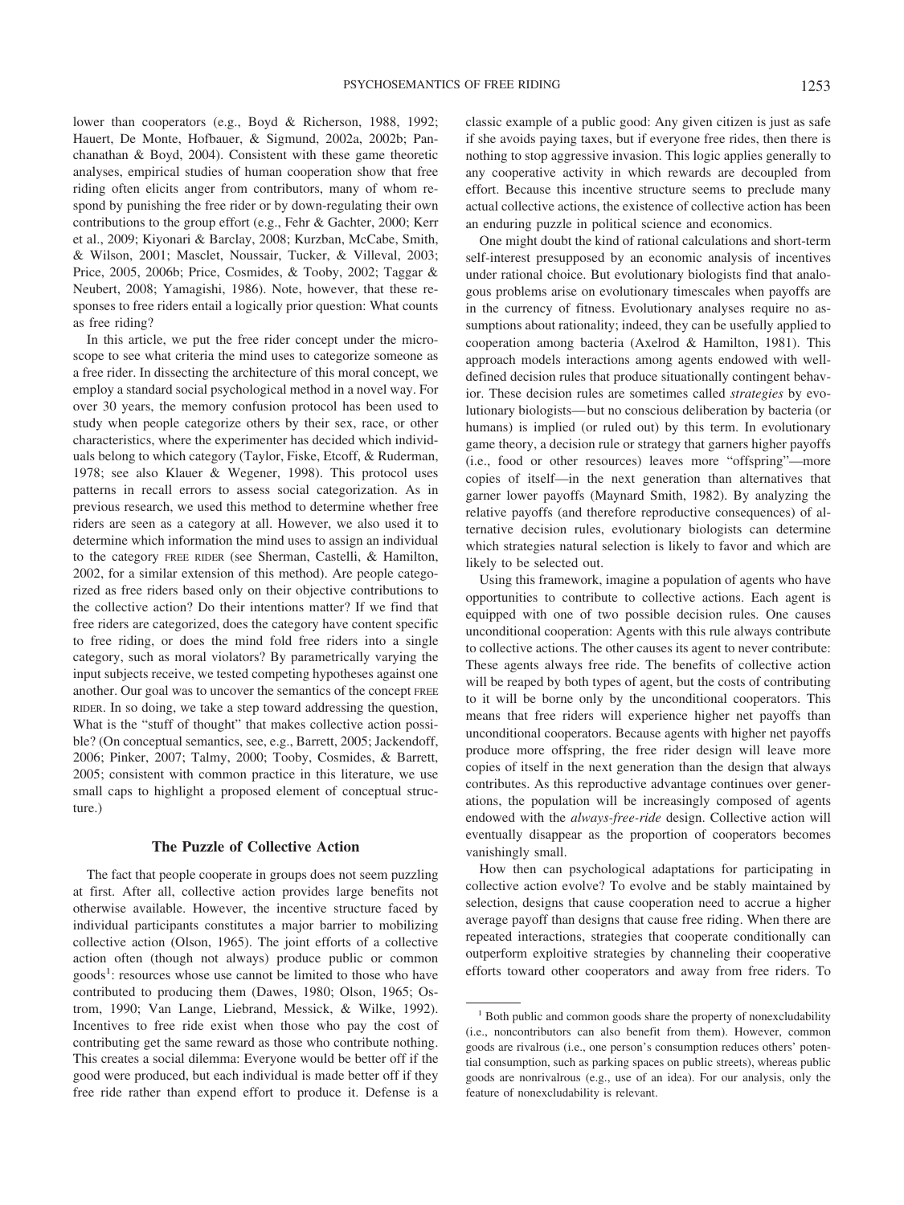lower than cooperators (e.g., Boyd & Richerson, 1988, 1992; Hauert, De Monte, Hofbauer, & Sigmund, 2002a, 2002b; Panchanathan & Boyd, 2004). Consistent with these game theoretic analyses, empirical studies of human cooperation show that free riding often elicits anger from contributors, many of whom respond by punishing the free rider or by down-regulating their own contributions to the group effort (e.g., Fehr & Gachter, 2000; Kerr et al., 2009; Kiyonari & Barclay, 2008; Kurzban, McCabe, Smith, & Wilson, 2001; Masclet, Noussair, Tucker, & Villeval, 2003; Price, 2005, 2006b; Price, Cosmides, & Tooby, 2002; Taggar & Neubert, 2008; Yamagishi, 1986). Note, however, that these responses to free riders entail a logically prior question: What counts as free riding?

In this article, we put the free rider concept under the microscope to see what criteria the mind uses to categorize someone as a free rider. In dissecting the architecture of this moral concept, we employ a standard social psychological method in a novel way. For over 30 years, the memory confusion protocol has been used to study when people categorize others by their sex, race, or other characteristics, where the experimenter has decided which individuals belong to which category (Taylor, Fiske, Etcoff, & Ruderman, 1978; see also Klauer & Wegener, 1998). This protocol uses patterns in recall errors to assess social categorization. As in previous research, we used this method to determine whether free riders are seen as a category at all. However, we also used it to determine which information the mind uses to assign an individual to the category FREE RIDER (see Sherman, Castelli, & Hamilton, 2002, for a similar extension of this method). Are people categorized as free riders based only on their objective contributions to the collective action? Do their intentions matter? If we find that free riders are categorized, does the category have content specific to free riding, or does the mind fold free riders into a single category, such as moral violators? By parametrically varying the input subjects receive, we tested competing hypotheses against one another. Our goal was to uncover the semantics of the concept FREE RIDER. In so doing, we take a step toward addressing the question, What is the "stuff of thought" that makes collective action possible? (On conceptual semantics, see, e.g., Barrett, 2005; Jackendoff, 2006; Pinker, 2007; Talmy, 2000; Tooby, Cosmides, & Barrett, 2005; consistent with common practice in this literature, we use small caps to highlight a proposed element of conceptual structure.)

## The Puzzle of Collective Action

The fact that people cooperate in groups does not seem puzzling at first. After all, collective action provides large benefits not otherwise available. However, the incentive structure faced by individual participants constitutes a major barrier to mobilizing collective action (Olson, 1965). The joint efforts of a collective action often (though not always) produce public or common goods[1]: resources whose use cannot be limited to those who have contributed to producing them (Dawes, 1980; Olson, 1965; Ostrom, 1990; Van Lange, Liebrand, Messick, & Wilke, 1992). Incentives to free ride exist when those who pay the cost of contributing get the same reward as those who contribute nothing. This creates a social dilemma: Everyone would be better off if the good were produced, but each individual is made better off if they free ride rather than expend effort to produce it. Defense is a classic example of a public good: Any given citizen is just as safe if she avoids paying taxes, but if everyone free rides, then there is nothing to stop aggressive invasion. This logic applies generally to any cooperative activity in which rewards are decoupled from effort. Because this incentive structure seems to preclude many actual collective actions, the existence of collective action has been an enduring puzzle in political science and economics.

One might doubt the kind of rational calculations and short-term self-interest presupposed by an economic analysis of incentives under rational choice. But evolutionary biologists find that analogous problems arise on evolutionary timescales when payoffs are in the currency of fitness. Evolutionary analyses require no assumptions about rationality; indeed, they can be usefully applied to cooperation among bacteria (Axelrod & Hamilton, 1981). This approach models interactions among agents endowed with well-defined decision rules that produce situationally contingent behavior. These decision rules are sometimes called *strategies* by evolutionary biologists—but no conscious deliberation by bacteria (or humans) is implied (or ruled out) by this term. In evolutionary game theory, a decision rule or strategy that garners higher payoffs (i.e., food or other resources) leaves more "offspring"—more copies of itself—in the next generation than alternatives that garner lower payoffs (Maynard Smith, 1982). By analyzing the relative payoffs (and therefore reproductive consequences) of alternative decision rules, evolutionary biologists can determine which strategies natural selection is likely to favor and which are likely to be selected out.

Using this framework, imagine a population of agents who have opportunities to contribute to collective actions. Each agent is equipped with one of two possible decision rules. One causes unconditional cooperation: Agents with this rule always contribute to collective actions. The other causes its agent to never contribute: These agents always free ride. The benefits of collective action will be reaped by both types of agent, but the costs of contributing to it will be borne only by the unconditional cooperators. This means that free riders will experience higher net payoffs than unconditional cooperators. Because agents with higher net payoffs produce more offspring, the free rider design will leave more copies of itself in the next generation than the design that always contributes. As this reproductive advantage continues over generations, the population will be increasingly composed of agents endowed with the *always-free-ride* design. Collective action will eventually disappear as the proportion of cooperators becomes vanishingly small.

How then can psychological adaptations for participating in collective action evolve? To evolve and be stably maintained by selection, designs that cause cooperation need to accrue a higher average payoff than designs that cause free riding. When there are repeated interactions, strategies that cooperate conditionally can outperform exploitive strategies by channeling their cooperative efforts toward other cooperators and away from free riders. To

[1] Both public and common goods share the property of nonexcludability (i.e., noncontributors can also benefit from them). However, common goods are rivalrous (i.e., one person's consumption reduces others' potential consumption, such as parking spaces on public streets), whereas public goods are nonrivalrous (e.g., use of an idea). For our analysis, only the feature of nonexcludability is relevant.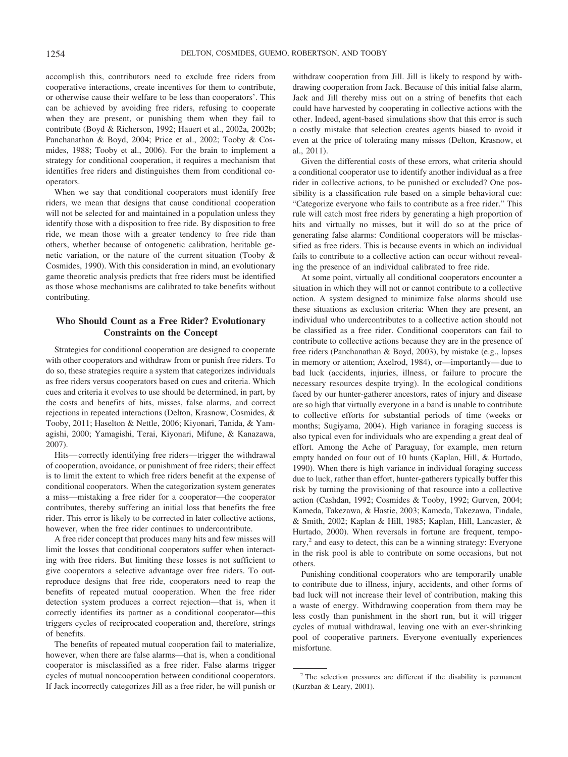accomplish this, contributors need to exclude free riders from cooperative interactions, create incentives for them to contribute, or otherwise cause their welfare to be less than cooperators'. This can be achieved by avoiding free riders, refusing to cooperate when they are present, or punishing them when they fail to contribute (Boyd & Richerson, 1992; Hauert et al., 2002a, 2002b; Panchanathan & Boyd, 2004; Price et al., 2002; Tooby & Cosmides, 1988; Tooby et al., 2006). For the brain to implement a strategy for conditional cooperation, it requires a mechanism that identifies free riders and distinguishes them from conditional cooperators.

When we say that conditional cooperators must identify free riders, we mean that designs that cause conditional cooperation will not be selected for and maintained in a population unless they identify those with a disposition to free ride. By disposition to free ride, we mean those with a greater tendency to free ride than others, whether because of ontogenetic calibration, heritable genetic variation, or the nature of the current situation (Tooby & Cosmides, 1990). With this consideration in mind, an evolutionary game theoretic analysis predicts that free riders must be identified as those whose mechanisms are calibrated to take benefits without contributing.

## Who Should Count as a Free Rider? Evolutionary Constraints on the Concept

Strategies for conditional cooperation are designed to cooperate with other cooperators and withdraw from or punish free riders. To do so, these strategies require a system that categorizes individuals as free riders versus cooperators based on cues and criteria. Which cues and criteria it evolves to use should be determined, in part, by the costs and benefits of hits, misses, false alarms, and correct rejections in repeated interactions (Delton, Krasnow, Cosmides, & Tooby, 2011; Haselton & Nettle, 2006; Kiyonari, Tanida, & Yamagishi, 2000; Yamagishi, Terai, Kiyonari, Mifune, & Kanazawa, 2007).

Hits—correctly identifying free riders—trigger the withdrawal of cooperation, avoidance, or punishment of free riders; their effect is to limit the extent to which free riders benefit at the expense of conditional cooperators. When the categorization system generates a miss—mistaking a free rider for a cooperator—the cooperator contributes, thereby suffering an initial loss that benefits the free rider. This error is likely to be corrected in later collective actions, however, when the free rider continues to undercontribute.

A free rider concept that produces many hits and few misses will limit the losses that conditional cooperators suffer when interacting with free riders. But limiting these losses is not sufficient to give cooperators a selective advantage over free riders. To outreproduce designs that free ride, cooperators need to reap the benefits of repeated mutual cooperation. When the free rider detection system produces a correct rejection—that is, when it correctly identifies its partner as a conditional cooperator—this triggers cycles of reciprocated cooperation and, therefore, strings of benefits.

The benefits of repeated mutual cooperation fail to materialize, however, when there are false alarms—that is, when a conditional cooperator is misclassified as a free rider. False alarms trigger cycles of mutual noncooperation between conditional cooperators. If Jack incorrectly categorizes Jill as a free rider, he will punish or withdraw cooperation from Jill. Jill is likely to respond by withdrawing cooperation from Jack. Because of this initial false alarm, Jack and Jill thereby miss out on a string of benefits that each could have harvested by cooperating in collective actions with the other. Indeed, agent-based simulations show that this error is such a costly mistake that selection creates agents biased to avoid it even at the price of tolerating many misses (Delton, Krasnow, et al., 2011).

Given the differential costs of these errors, what criteria should a conditional cooperator use to identify another individual as a free rider in collective actions, to be punished or excluded? One possibility is a classification rule based on a simple behavioral cue: "Categorize everyone who fails to contribute as a free rider." This rule will catch most free riders by generating a high proportion of hits and virtually no misses, but it will do so at the price of generating false alarms: Conditional cooperators will be misclassified as free riders. This is because events in which an individual fails to contribute to a collective action can occur without revealing the presence of an individual calibrated to free ride.

At some point, virtually all conditional cooperators encounter a situation in which they will not or cannot contribute to a collective action. A system designed to minimize false alarms should use these situations as exclusion criteria: When they are present, an individual who undercontributes to a collective action should not be classified as a free rider. Conditional cooperators can fail to contribute to collective actions because they are in the presence of free riders (Panchanathan & Boyd, 2003), by mistake (e.g., lapses in memory or attention; Axelrod, 1984), or—importantly—due to bad luck (accidents, injuries, illness, or failure to procure the necessary resources despite trying). In the ecological conditions faced by our hunter-gatherer ancestors, rates of injury and disease are so high that virtually everyone in a band is unable to contribute to collective efforts for substantial periods of time (weeks or months; Sugiyama, 2004). High variance in foraging success is also typical even for individuals who are expending a great deal of effort. Among the Ache of Paraguay, for example, men return empty handed on four out of 10 hunts (Kaplan, Hill, & Hurtado, 1990). When there is high variance in individual foraging success due to luck, rather than effort, hunter-gatherers typically buffer this risk by turning the provisioning of that resource into a collective action (Cashdan, 1992; Cosmides & Tooby, 1992; Gurven, 2004; Kameda, Takezawa, & Hastie, 2003; Kameda, Takezawa, Tindale, & Smith, 2002; Kaplan & Hill, 1985; Kaplan, Hill, Lancaster, & Hurtado, 2000). When reversals in fortune are frequent, temporary,[2] and easy to detect, this can be a winning strategy: Everyone in the risk pool is able to contribute on some occasions, but not others.

Punishing conditional cooperators who are temporarily unable to contribute due to illness, injury, accidents, and other forms of bad luck will not increase their level of contribution, making this a waste of energy. Withdrawing cooperation from them may be less costly than punishment in the short run, but it will trigger cycles of mutual withdrawal, leaving one with an ever-shrinking pool of cooperative partners. Everyone eventually experiences misfortune.

[2] The selection pressures are different if the disability is permanent (Kurzban & Leary, 2001).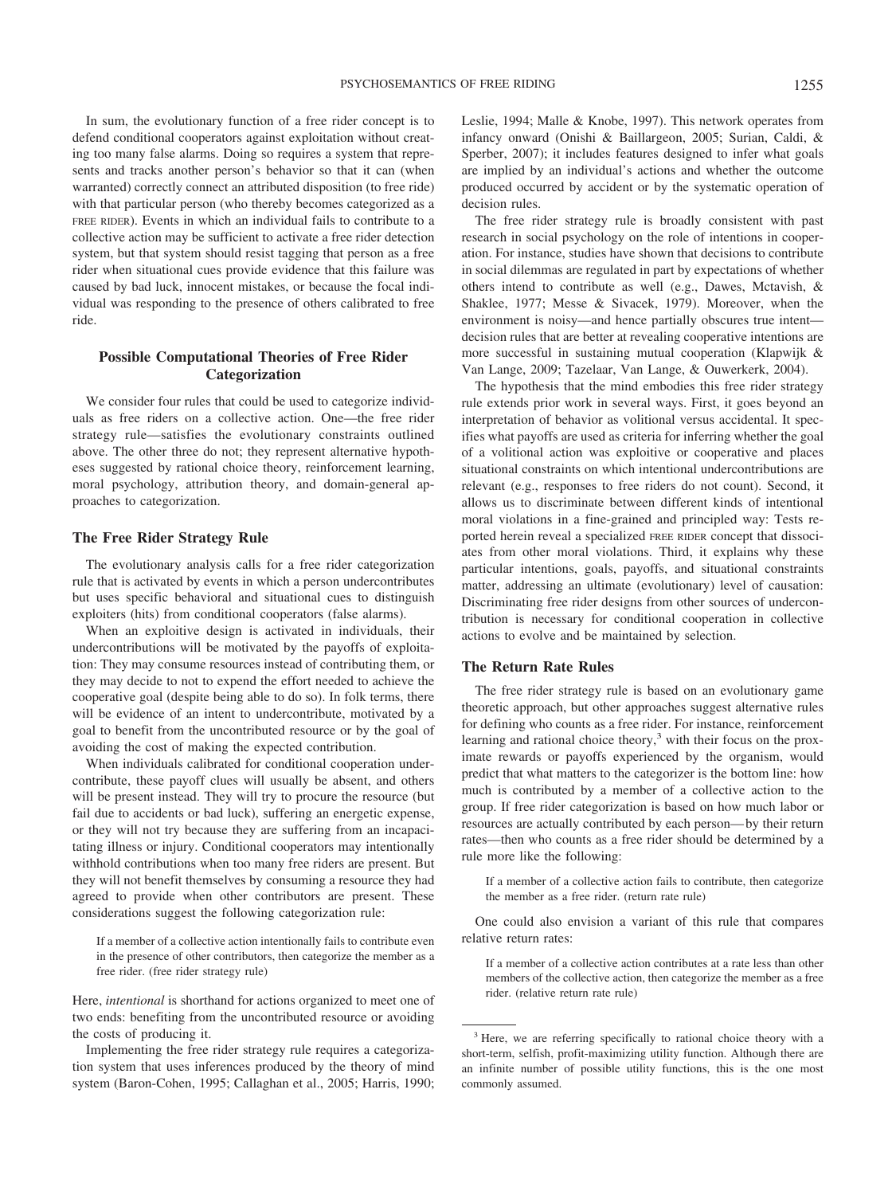In sum, the evolutionary function of a free rider concept is to defend conditional cooperators against exploitation without creating too many false alarms. Doing so requires a system that represents and tracks another person's behavior so that it can (when warranted) correctly connect an attributed disposition (to free ride) with that particular person (who thereby becomes categorized as a FREE RIDER). Events in which an individual fails to contribute to a collective action may be sufficient to activate a free rider detection system, but that system should resist tagging that person as a free rider when situational cues provide evidence that this failure was caused by bad luck, innocent mistakes, or because the focal individual was responding to the presence of others calibrated to free ride.

## Possible Computational Theories of Free Rider Categorization

We consider four rules that could be used to categorize individuals as free riders on a collective action. One—the free rider strategy rule—satisfies the evolutionary constraints outlined above. The other three do not; they represent alternative hypotheses suggested by rational choice theory, reinforcement learning, moral psychology, attribution theory, and domain-general approaches to categorization.

### The Free Rider Strategy Rule

The evolutionary analysis calls for a free rider categorization rule that is activated by events in which a person undercontributes but uses specific behavioral and situational cues to distinguish exploiters (hits) from conditional cooperators (false alarms).

When an exploitive design is activated in individuals, their undercontributions will be motivated by the payoffs of exploitation: They may consume resources instead of contributing them, or they may decide to not to expend the effort needed to achieve the cooperative goal (despite being able to do so). In folk terms, there will be evidence of an intent to undercontribute, motivated by a goal to benefit from the uncontributed resource or by the goal of avoiding the cost of making the expected contribution.

When individuals calibrated for conditional cooperation undercontribute, these payoff clues will usually be absent, and others will be present instead. They will try to procure the resource (but fail due to accidents or bad luck), suffering an energetic expense, or they will not try because they are suffering from an incapacitating illness or injury. Conditional cooperators may intentionally withhold contributions when too many free riders are present. But they will not benefit themselves by consuming a resource they had agreed to provide when other contributors are present. These considerations suggest the following categorization rule:

> If a member of a collective action intentionally fails to contribute even in the presence of other contributors, then categorize the member as a free rider. (free rider strategy rule)

Here, *intentional* is shorthand for actions organized to meet one of two ends: benefiting from the uncontributed resource or avoiding the costs of producing it.

Implementing the free rider strategy rule requires a categorization system that uses inferences produced by the theory of mind system (Baron-Cohen, 1995; Callaghan et al., 2005; Harris, 1990; Leslie, 1994; Malle & Knobe, 1997). This network operates from infancy onward (Onishi & Baillargeon, 2005; Surian, Caldi, & Sperber, 2007); it includes features designed to infer what goals are implied by an individual's actions and whether the outcome produced occurred by accident or by the systematic operation of decision rules.

The free rider strategy rule is broadly consistent with past research in social psychology on the role of intentions in cooperation. For instance, studies have shown that decisions to contribute in social dilemmas are regulated in part by expectations of whether others intend to contribute as well (e.g., Dawes, Mctavish, & Shaklee, 1977; Messe & Sivacek, 1979). Moreover, when the environment is noisy—and hence partially obscures true intent—decision rules that are better at revealing cooperative intentions are more successful in sustaining mutual cooperation (Klapwijk & Van Lange, 2009; Tazelaar, Van Lange, & Ouwerkerk, 2004).

The hypothesis that the mind embodies this free rider strategy rule extends prior work in several ways. First, it goes beyond an interpretation of behavior as volitional versus accidental. It specifies what payoffs are used as criteria for inferring whether the goal of a volitional action was exploitive or cooperative and places situational constraints on which intentional undercontributions are relevant (e.g., responses to free riders do not count). Second, it allows us to discriminate between different kinds of intentional moral violations in a fine-grained and principled way: Tests reported herein reveal a specialized FREE RIDER concept that dissociates from other moral violations. Third, it explains why these particular intentions, goals, payoffs, and situational constraints matter, addressing an ultimate (evolutionary) level of causation: Discriminating free rider designs from other sources of undercontribution is necessary for conditional cooperation in collective actions to evolve and be maintained by selection.

### The Return Rate Rules

The free rider strategy rule is based on an evolutionary game theoretic approach, but other approaches suggest alternative rules for defining who counts as a free rider. For instance, reinforcement learning and rational choice theory,[3] with their focus on the proximate rewards or payoffs experienced by the organism, would predict that what matters to the categorizer is the bottom line: how much is contributed by a member of a collective action to the group. If free rider categorization is based on how much labor or resources are actually contributed by each person—by their return rates—then who counts as a free rider should be determined by a rule more like the following:

> If a member of a collective action fails to contribute, then categorize the member as a free rider. (return rate rule)

One could also envision a variant of this rule that compares relative return rates:

> If a member of a collective action contributes at a rate less than other members of the collective action, then categorize the member as a free rider. (relative return rate rule)

[3] Here, we are referring specifically to rational choice theory with a short-term, selfish, profit-maximizing utility function. Although there are an infinite number of possible utility functions, this is the one most commonly assumed.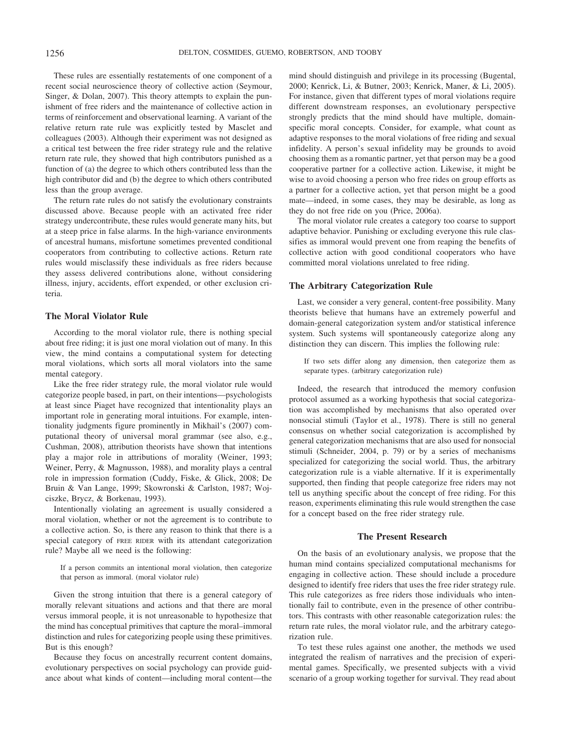These rules are essentially restatements of one component of a recent social neuroscience theory of collective action (Seymour, Singer, & Dolan, 2007). This theory attempts to explain the punishment of free riders and the maintenance of collective action in terms of reinforcement and observational learning. A variant of the relative return rate rule was explicitly tested by Masclet and colleagues (2003). Although their experiment was not designed as a critical test between the free rider strategy rule and the relative return rate rule, they showed that high contributors punished as a function of (a) the degree to which others contributed less than the high contributor did and (b) the degree to which others contributed less than the group average.

The return rate rules do not satisfy the evolutionary constraints discussed above. Because people with an activated free rider strategy undercontribute, these rules would generate many hits, but at a steep price in false alarms. In the high-variance environments of ancestral humans, misfortune sometimes prevented conditional cooperators from contributing to collective actions. Return rate rules would misclassify these individuals as free riders because they assess delivered contributions alone, without considering illness, injury, accidents, effort expended, or other exclusion criteria.

### The Moral Violator Rule

According to the moral violator rule, there is nothing special about free riding; it is just one moral violation out of many. In this view, the mind contains a computational system for detecting moral violations, which sorts all moral violators into the same mental category.

Like the free rider strategy rule, the moral violator rule would categorize people based, in part, on their intentions—psychologists at least since Piaget have recognized that intentionality plays an important role in generating moral intuitions. For example, intentionality judgments figure prominently in Mikhail's (2007) computational theory of universal moral grammar (see also, e.g., Cushman, 2008), attribution theorists have shown that intentions play a major role in attributions of morality (Weiner, 1993; Weiner, Perry, & Magnusson, 1988), and morality plays a central role in impression formation (Cuddy, Fiske, & Glick, 2008; De Bruin & Van Lange, 1999; Skowronski & Carlston, 1987; Wojciszke, Brycz, & Borkenau, 1993).

Intentionally violating an agreement is usually considered a moral violation, whether or not the agreement is to contribute to a collective action. So, is there any reason to think that there is a special category of FREE RIDER with its attendant categorization rule? Maybe all we need is the following:

> If a person commits an intentional moral violation, then categorize that person as immoral. (moral violator rule)

Given the strong intuition that there is a general category of morally relevant situations and actions and that there are moral versus immoral people, it is not unreasonable to hypothesize that the mind has conceptual primitives that capture the moral–immoral distinction and rules for categorizing people using these primitives. But is this enough?

Because they focus on ancestrally recurrent content domains, evolutionary perspectives on social psychology can provide guidance about what kinds of content—including moral content—the mind should distinguish and privilege in its processing (Bugental, 2000; Kenrick, Li, & Butner, 2003; Kenrick, Maner, & Li, 2005). For instance, given that different types of moral violations require different downstream responses, an evolutionary perspective strongly predicts that the mind should have multiple, domain-specific moral concepts. Consider, for example, what count as adaptive responses to the moral violations of free riding and sexual infidelity. A person's sexual infidelity may be grounds to avoid choosing them as a romantic partner, yet that person may be a good cooperative partner for a collective action. Likewise, it might be wise to avoid choosing a person who free rides on group efforts as a partner for a collective action, yet that person might be a good mate—indeed, in some cases, they may be desirable, as long as they do not free ride on you (Price, 2006a).

The moral violator rule creates a category too coarse to support adaptive behavior. Punishing or excluding everyone this rule classifies as immoral would prevent one from reaping the benefits of collective action with good conditional cooperators who have committed moral violations unrelated to free riding.

### The Arbitrary Categorization Rule

Last, we consider a very general, content-free possibility. Many theorists believe that humans have an extremely powerful and domain-general categorization system and/or statistical inference system. Such systems will spontaneously categorize along any distinction they can discern. This implies the following rule:

> If two sets differ along any dimension, then categorize them as separate types. (arbitrary categorization rule)

Indeed, the research that introduced the memory confusion protocol assumed as a working hypothesis that social categorization was accomplished by mechanisms that also operated over nonsocial stimuli (Taylor et al., 1978). There is still no general consensus on whether social categorization is accomplished by general categorization mechanisms that are also used for nonsocial stimuli (Schneider, 2004, p. 79) or by a series of mechanisms specialized for categorizing the social world. Thus, the arbitrary categorization rule is a viable alternative. If it is experimentally supported, then finding that people categorize free riders may not tell us anything specific about the concept of free riding. For this reason, experiments eliminating this rule would strengthen the case for a concept based on the free rider strategy rule.

## The Present Research

On the basis of an evolutionary analysis, we propose that the human mind contains specialized computational mechanisms for engaging in collective action. These should include a procedure designed to identify free riders that uses the free rider strategy rule. This rule categorizes as free riders those individuals who intentionally fail to contribute, even in the presence of other contributors. This contrasts with other reasonable categorization rules: the return rate rules, the moral violator rule, and the arbitrary categorization rule.

To test these rules against one another, the methods we used integrated the realism of narratives and the precision of experimental games. Specifically, we presented subjects with a vivid scenario of a group working together for survival. They read about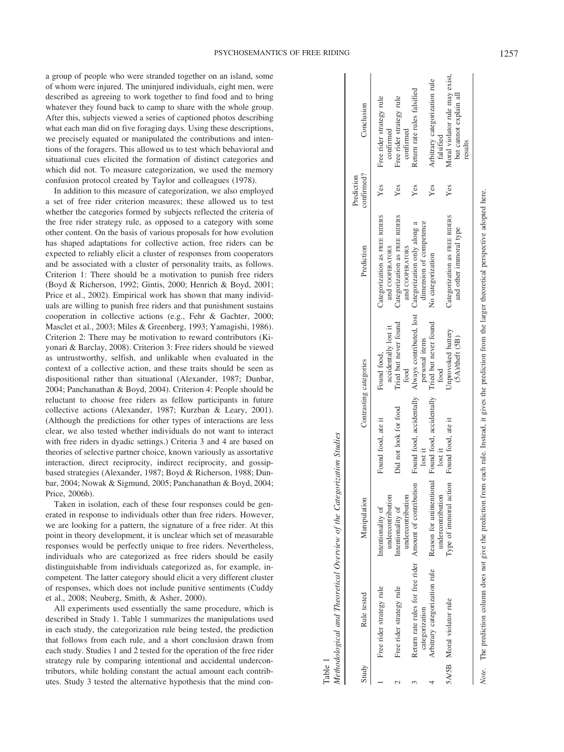a group of people who were stranded together on an island, some of whom were injured. The uninjured individuals, eight men, were described as agreeing to work together to find food and to bring whatever they found back to camp to share with the whole group. After this, subjects viewed a series of captioned photos describing what each man did on five foraging days. Using these descriptions, we precisely equated or manipulated the contributions and intentions of the foragers. This allowed us to test which behavioral and situational cues elicited the formation of distinct categories and which did not. To measure categorization, we used the memory confusion protocol created by Taylor and colleagues (1978).

In addition to this measure of categorization, we also employed a set of free rider criterion measures; these allowed us to test whether the categories formed by subjects reflected the criteria of the free rider strategy rule, as opposed to a category with some other content. On the basis of various proposals for how evolution has shaped adaptations for collective action, free riders can be expected to reliably elicit a cluster of responses from cooperators and be associated with a cluster of personality traits, as follows. Criterion 1: There should be a motivation to punish free riders (Boyd & Richerson, 1992; Gintis, 2000; Henrich & Boyd, 2001; Price et al., 2002). Empirical work has shown that many individuals are willing to punish free riders and that punishment sustains cooperation in collective actions (e.g., Fehr & Gachter, 2000; Masclet et al., 2003; Miles & Greenberg, 1993; Yamagishi, 1986). Criterion 2: There may be motivation to reward contributors (Kiyonari & Barclay, 2008). Criterion 3: Free riders should be viewed as untrustworthy, selfish, and unlikable when evaluated in the context of a collective action, and these traits should be seen as dispositional rather than situational (Alexander, 1987; Dunbar, 2004; Panchanathan & Boyd, 2004). Criterion 4: People should be reluctant to choose free riders as fellow participants in future collective actions (Alexander, 1987; Kurzban & Leary, 2001). (Although the predictions for other types of interactions are less clear, we also tested whether individuals do not want to interact with free riders in dyadic settings.) Criteria 3 and 4 are based on theories of selective partner choice, known variously as assortative interaction, direct reciprocity, indirect reciprocity, and gossip-based strategies (Alexander, 1987; Boyd & Richerson, 1988; Dunbar, 2004; Nowak & Sigmund, 2005; Panchanathan & Boyd, 2004; Price, 2006b).

Taken in isolation, each of these four responses could be generated in response to individuals other than free riders. However, we are looking for a pattern, the signature of a free rider. At this point in theory development, it is unclear which set of measurable responses would be perfectly unique to free riders. Nevertheless, individuals who are categorized as free riders should be easily distinguishable from individuals categorized as, for example, incompetent. The latter category should elicit a very different cluster of responses, which does not include punitive sentiments (Cuddy et al., 2008; Neuberg, Smith, & Asher, 2000).

All experiments used essentially the same procedure, which is described in Study 1. Table 1 summarizes the manipulations used in each study, the categorization rule being tested, the prediction that follows from each rule, and a short conclusion drawn from each study. Studies 1 and 2 tested for the operation of the free rider strategy rule by comparing intentional and accidental undercontributors, while holding constant the actual amount each contributes. Study 3 tested the alternative hypothesis that the mind con-

Table 1
*Methodological and Theoretical Overview of the Categorization Studies*

| Study | Rule tested | Manipulation | Contrasting categories | | Prediction | Prediction confirmed? | Conclusion |
|---|---|---|---|---|---|---|---|
| 1 | Free rider strategy rule | Intentionality of undercontribution | Found food, ate it | Found food, accidentally lost it | Categorization as FREE RIDERS and COOPERATORS | Yes | Free rider strategy rule confirmed |
| 2 | Free rider strategy rule | Intentionality of undercontribution | Did not look for food | Tried but never found food | Categorization as FREE RIDERS and COOPERATORS | Yes | Free rider strategy rule confirmed |
| 3 | Return rate rules for free rider categorization | Amount of contribution | Found food, accidentally lost it | Always contributed, lost personal items | Categorization only along a dimension of competence | Yes | Return rate rules falsified |
| 4 | Arbitrary categorization rule | Reason for unintentional undercontribution | Found food, accidentally lost it | Tried but never found food | No categorization | Yes | Arbitrary categorization rule falsified |
| 5A/5B | Moral violator rule | Type of immoral action | Found food, ate it | Unprovoked battery (5A)/theft (5B) | Categorization as FREE RIDERS and other immoral type | Yes | Moral violator rule may exist, but cannot explain all results |

*Note.* The prediction column does not give the prediction from each rule. Instead, it gives the prediction from the larger theoretical perspective adopted here.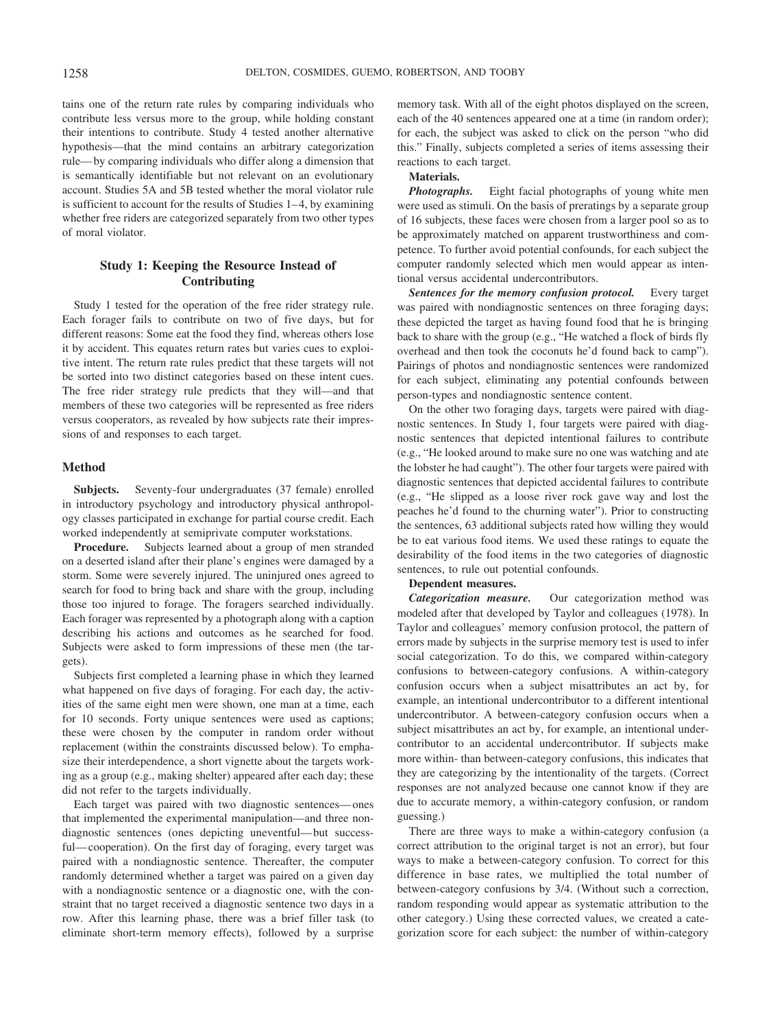tains one of the return rate rules by comparing individuals who contribute less versus more to the group, while holding constant their intentions to contribute. Study 4 tested another alternative hypothesis—that the mind contains an arbitrary categorization rule—by comparing individuals who differ along a dimension that is semantically identifiable but not relevant on an evolutionary account. Studies 5A and 5B tested whether the moral violator rule is sufficient to account for the results of Studies 1–4, by examining whether free riders are categorized separately from two other types of moral violator.

## Study 1: Keeping the Resource Instead of Contributing

Study 1 tested for the operation of the free rider strategy rule. Each forager fails to contribute on two of five days, but for different reasons: Some eat the food they find, whereas others lose it by accident. This equates return rates but varies cues to exploitive intent. The return rate rules predict that these targets will not be sorted into two distinct categories based on these intent cues. The free rider strategy rule predicts that they will—and that members of these two categories will be represented as free riders versus cooperators, as revealed by how subjects rate their impressions of and responses to each target.

### Method

**Subjects.** Seventy-four undergraduates (37 female) enrolled in introductory psychology and introductory physical anthropology classes participated in exchange for partial course credit. Each worked independently at semiprivate computer workstations.

**Procedure.** Subjects learned about a group of men stranded on a deserted island after their plane's engines were damaged by a storm. Some were severely injured. The uninjured ones agreed to search for food to bring back and share with the group, including those too injured to forage. The foragers searched individually. Each forager was represented by a photograph along with a caption describing his actions and outcomes as he searched for food. Subjects were asked to form impressions of these men (the targets).

Subjects first completed a learning phase in which they learned what happened on five days of foraging. For each day, the activities of the same eight men were shown, one man at a time, each for 10 seconds. Forty unique sentences were used as captions; these were chosen by the computer in random order without replacement (within the constraints discussed below). To emphasize their interdependence, a short vignette about the targets working as a group (e.g., making shelter) appeared after each day; these did not refer to the targets individually.

Each target was paired with two diagnostic sentences—ones that implemented the experimental manipulation—and three nondiagnostic sentences (ones depicting uneventful—but successful—cooperation). On the first day of foraging, every target was paired with a nondiagnostic sentence. Thereafter, the computer randomly determined whether a target was paired on a given day with a nondiagnostic sentence or a diagnostic one, with the constraint that no target received a diagnostic sentence two days in a row. After this learning phase, there was a brief filler task (to eliminate short-term memory effects), followed by a surprise memory task. With all of the eight photos displayed on the screen, each of the 40 sentences appeared one at a time (in random order); for each, the subject was asked to click on the person "who did this." Finally, subjects completed a series of items assessing their reactions to each target.

**Materials.**

***Photographs.*** Eight facial photographs of young white men were used as stimuli. On the basis of preratings by a separate group of 16 subjects, these faces were chosen from a larger pool so as to be approximately matched on apparent trustworthiness and competence. To further avoid potential confounds, for each subject the computer randomly selected which men would appear as intentional versus accidental undercontributors.

***Sentences for the memory confusion protocol.*** Every target was paired with nondiagnostic sentences on three foraging days; these depicted the target as having found food that he is bringing back to share with the group (e.g., "He watched a flock of birds fly overhead and then took the coconuts he'd found back to camp"). Pairings of photos and nondiagnostic sentences were randomized for each subject, eliminating any potential confounds between person-types and nondiagnostic sentence content.

On the other two foraging days, targets were paired with diagnostic sentences. In Study 1, four targets were paired with diagnostic sentences that depicted intentional failures to contribute (e.g., "He looked around to make sure no one was watching and ate the lobster he had caught"). The other four targets were paired with diagnostic sentences that depicted accidental failures to contribute (e.g., "He slipped as a loose river rock gave way and lost the peaches he'd found to the churning water"). Prior to constructing the sentences, 63 additional subjects rated how willing they would be to eat various food items. We used these ratings to equate the desirability of the food items in the two categories of diagnostic sentences, to rule out potential confounds.

**Dependent measures.**

***Categorization measure.*** Our categorization method was modeled after that developed by Taylor and colleagues (1978). In Taylor and colleagues' memory confusion protocol, the pattern of errors made by subjects in the surprise memory test is used to infer social categorization. To do this, we compared within-category confusions to between-category confusions. A within-category confusion occurs when a subject misattributes an act by, for example, an intentional undercontributor to a different intentional undercontributor. A between-category confusion occurs when a subject misattributes an act by, for example, an intentional undercontributor to an accidental undercontributor. If subjects make more within- than between-category confusions, this indicates that they are categorizing by the intentionality of the targets. (Correct responses are not analyzed because one cannot know if they are due to accurate memory, a within-category confusion, or random guessing.)

There are three ways to make a within-category confusion (a correct attribution to the original target is not an error), but four ways to make a between-category confusion. To correct for this difference in base rates, we multiplied the total number of between-category confusions by 3/4. (Without such a correction, random responding would appear as systematic attribution to the other category.) Using these corrected values, we created a categorization score for each subject: the number of within-category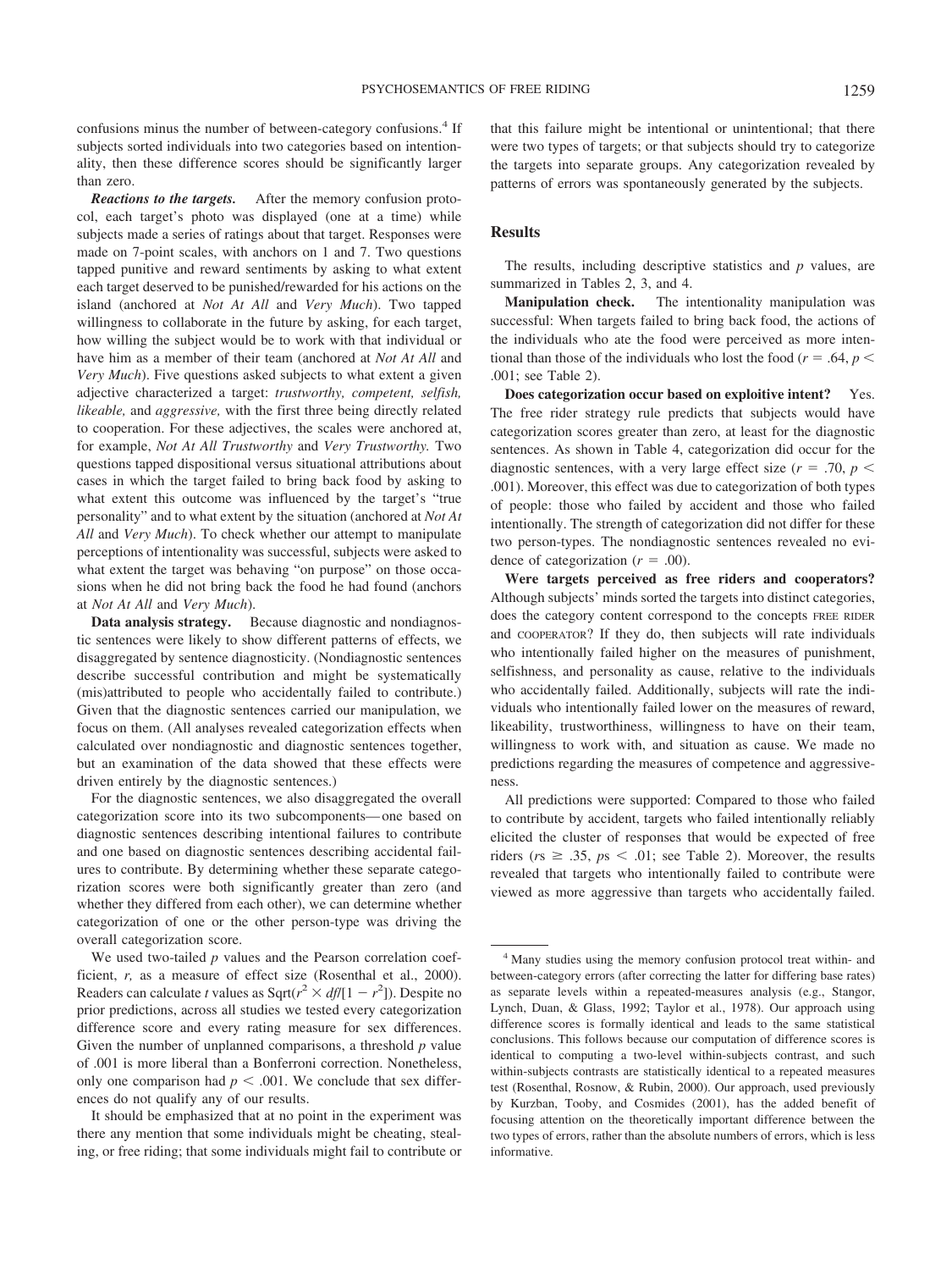confusions minus the number of between-category confusions.[4] If subjects sorted individuals into two categories based on intentionality, then these difference scores should be significantly larger than zero.

***Reactions to the targets.*** After the memory confusion protocol, each target's photo was displayed (one at a time) while subjects made a series of ratings about that target. Responses were made on 7-point scales, with anchors on 1 and 7. Two questions tapped punitive and reward sentiments by asking to what extent each target deserved to be punished/rewarded for his actions on the island (anchored at *Not At All* and *Very Much*). Two tapped willingness to collaborate in the future by asking, for each target, how willing the subject would be to work with that individual or have him as a member of their team (anchored at *Not At All* and *Very Much*). Five questions asked subjects to what extent a given adjective characterized a target: *trustworthy, competent, selfish, likeable,* and *aggressive,* with the first three being directly related to cooperation. For these adjectives, the scales were anchored at, for example, *Not At All Trustworthy* and *Very Trustworthy.* Two questions tapped dispositional versus situational attributions about cases in which the target failed to bring back food by asking to what extent this outcome was influenced by the target's "true personality" and to what extent by the situation (anchored at *Not At All* and *Very Much*). To check whether our attempt to manipulate perceptions of intentionality was successful, subjects were asked to what extent the target was behaving "on purpose" on those occasions when he did not bring back the food he had found (anchors at *Not At All* and *Very Much*).

**Data analysis strategy.** Because diagnostic and nondiagnostic sentences were likely to show different patterns of effects, we disaggregated by sentence diagnosticity. (Nondiagnostic sentences describe successful contribution and might be systematically (mis)attributed to people who accidentally failed to contribute.) Given that the diagnostic sentences carried our manipulation, we focus on them. (All analyses revealed categorization effects when calculated over nondiagnostic and diagnostic sentences together, but an examination of the data showed that these effects were driven entirely by the diagnostic sentences.)

For the diagnostic sentences, we also disaggregated the overall categorization score into its two subcomponents—one based on diagnostic sentences describing intentional failures to contribute and one based on diagnostic sentences describing accidental failures to contribute. By determining whether these separate categorization scores were both significantly greater than zero (and whether they differed from each other), we can determine whether categorization of one or the other person-type was driving the overall categorization score.

We used two-tailed *p* values and the Pearson correlation coefficient, *r,* as a measure of effect size (Rosenthal et al., 2000). Readers can calculate *t* values as $\text{Sqrt}(r^2 \times df/[1 - r^2])$. Despite no prior predictions, across all studies we tested every categorization difference score and every rating measure for sex differences. Given the number of unplanned comparisons, a threshold *p* value of .001 is more liberal than a Bonferroni correction. Nonetheless, only one comparison had $p < .001$. We conclude that sex differences do not qualify any of our results.

It should be emphasized that at no point in the experiment was there any mention that some individuals might be cheating, stealing, or free riding; that some individuals might fail to contribute or that this failure might be intentional or unintentional; that there were two types of targets; or that subjects should try to categorize the targets into separate groups. Any categorization revealed by patterns of errors was spontaneously generated by the subjects.

## Results

The results, including descriptive statistics and *p* values, are summarized in Tables 2, 3, and 4.

**Manipulation check.** The intentionality manipulation was successful: When targets failed to bring back food, the actions of the individuals who ate the food were perceived as more intentional than those of the individuals who lost the food ($r = .64$, $p < .001$; see Table 2).

**Does categorization occur based on exploitive intent?** Yes. The free rider strategy rule predicts that subjects would have categorization scores greater than zero, at least for the diagnostic sentences. As shown in Table 4, categorization did occur for the diagnostic sentences, with a very large effect size ($r = .70$, $p < .001$). Moreover, this effect was due to categorization of both types of people: those who failed by accident and those who failed intentionally. The strength of categorization did not differ for these two person-types. The nondiagnostic sentences revealed no evidence of categorization ($r = .00$).

**Were targets perceived as free riders and cooperators?** Although subjects' minds sorted the targets into distinct categories, does the category content correspond to the concepts FREE RIDER and COOPERATOR? If they do, then subjects will rate individuals who intentionally failed higher on the measures of punishment, selfishness, and personality as cause, relative to the individuals who accidentally failed. Additionally, subjects will rate the individuals who intentionally failed lower on the measures of reward, likeability, trustworthiness, willingness to have on their team, willingness to work with, and situation as cause. We made no predictions regarding the measures of competence and aggressiveness.

All predictions were supported: Compared to those who failed to contribute by accident, targets who failed intentionally reliably elicited the cluster of responses that would be expected of free riders ($r\text{s} \geq .35$, $p\text{s} < .01$; see Table 2). Moreover, the results revealed that targets who intentionally failed to contribute were viewed as more aggressive than targets who accidentally failed.

[4] Many studies using the memory confusion protocol treat within- and between-category errors (after correcting the latter for differing base rates) as separate levels within a repeated-measures analysis (e.g., Stangor, Lynch, Duan, & Glass, 1992; Taylor et al., 1978). Our approach using difference scores is formally identical and leads to the same statistical conclusions. This follows because our computation of difference scores is identical to computing a two-level within-subjects contrast, and such within-subjects contrasts are statistically identical to a repeated measures test (Rosenthal, Rosnow, & Rubin, 2000). Our approach, used previously by Kurzban, Tooby, and Cosmides (2001), has the added benefit of focusing attention on the theoretically important difference between the two types of errors, rather than the absolute numbers of errors, which is less informative.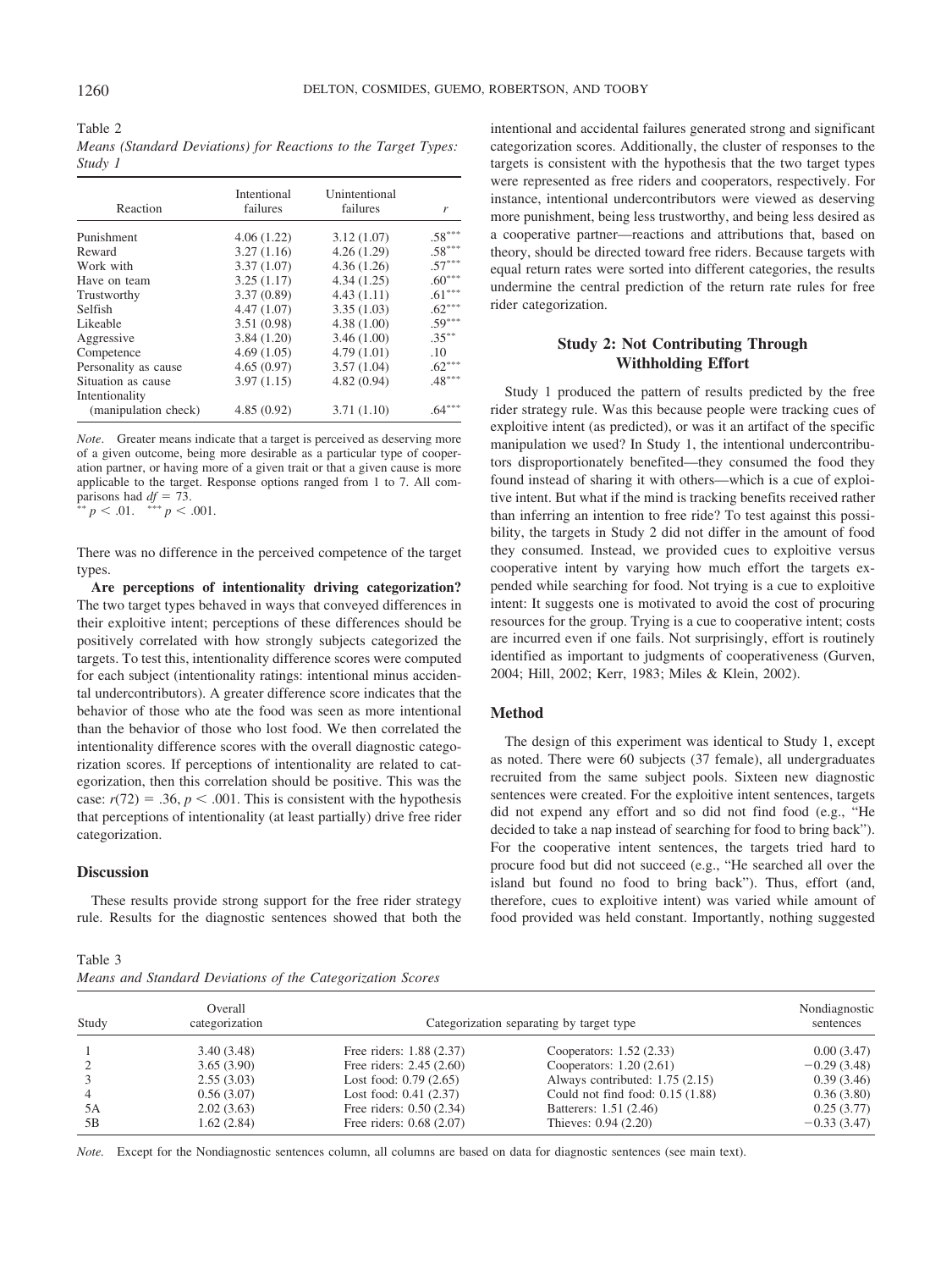Table 2
*Means (Standard Deviations) for Reactions to the Target Types: Study 1*

| Reaction | Intentional failures | Unintentional failures | $r$ |
|---|---|---|---|
| Punishment | 4.06 (1.22) | 3.12 (1.07) | .58*** |
| Reward | 3.27 (1.16) | 4.26 (1.29) | .58*** |
| Work with | 3.37 (1.07) | 4.36 (1.26) | .57*** |
| Have on team | 3.25 (1.17) | 4.34 (1.25) | .60*** |
| Trustworthy | 3.37 (0.89) | 4.43 (1.11) | .61*** |
| Selfish | 4.47 (1.07) | 3.35 (1.03) | .62*** |
| Likeable | 3.51 (0.98) | 4.38 (1.00) | .59*** |
| Aggressive | 3.84 (1.20) | 3.46 (1.00) | .35** |
| Competence | 4.69 (1.05) | 4.79 (1.01) | .10 |
| Personality as cause | 4.65 (0.97) | 3.57 (1.04) | .62*** |
| Situation as cause | 3.97 (1.15) | 4.82 (0.94) | .48*** |
| Intentionality (manipulation check) | 4.85 (0.92) | 3.71 (1.10) | .64*** |

*Note*. Greater means indicate that a target is perceived as deserving more of a given outcome, being more desirable as a particular type of cooperation partner, or having more of a given trait or that a given cause is more applicable to the target. Response options ranged from 1 to 7. All comparisons had $df = 73$.
** $p < .01$. *** $p < .001$.

There was no difference in the perceived competence of the target types.

**Are perceptions of intentionality driving categorization?** The two target types behaved in ways that conveyed differences in their exploitive intent; perceptions of these differences should be positively correlated with how strongly subjects categorized the targets. To test this, intentionality difference scores were computed for each subject (intentionality ratings: intentional minus accidental undercontributors). A greater difference score indicates that the behavior of those who ate the food was seen as more intentional than the behavior of those who lost food. We then correlated the intentionality difference scores with the overall diagnostic categorization scores. If perceptions of intentionality are related to categorization, then this correlation should be positive. This was the case: $r(72) = .36$, $p < .001$. This is consistent with the hypothesis that perceptions of intentionality (at least partially) drive free rider categorization.

### Discussion

These results provide strong support for the free rider strategy rule. Results for the diagnostic sentences showed that both the intentional and accidental failures generated strong and significant categorization scores. Additionally, the cluster of responses to the targets is consistent with the hypothesis that the two target types were represented as free riders and cooperators, respectively. For instance, intentional undercontributors were viewed as deserving more punishment, being less trustworthy, and being less desired as a cooperative partner—reactions and attributions that, based on theory, should be directed toward free riders. Because targets with equal return rates were sorted into different categories, the results undermine the central prediction of the return rate rules for free rider categorization.

## Study 2: Not Contributing Through Withholding Effort

Study 1 produced the pattern of results predicted by the free rider strategy rule. Was this because people were tracking cues of exploitive intent (as predicted), or was it an artifact of the specific manipulation we used? In Study 1, the intentional undercontributors disproportionately benefited—they consumed the food they found instead of sharing it with others—which is a cue of exploitive intent. But what if the mind is tracking benefits received rather than inferring an intention to free ride? To test against this possibility, the targets in Study 2 did not differ in the amount of food they consumed. Instead, we provided cues to exploitive versus cooperative intent by varying how much effort the targets expended while searching for food. Not trying is a cue to exploitive intent: It suggests one is motivated to avoid the cost of procuring resources for the group. Trying is a cue to cooperative intent; costs are incurred even if one fails. Not surprisingly, effort is routinely identified as important to judgments of cooperativeness (Gurven, 2004; Hill, 2002; Kerr, 1983; Miles & Klein, 2002).

### Method

The design of this experiment was identical to Study 1, except as noted. There were 60 subjects (37 female), all undergraduates recruited from the same subject pools. Sixteen new diagnostic sentences were created. For the exploitive intent sentences, targets did not expend any effort and so did not find food (e.g., "He decided to take a nap instead of searching for food to bring back"). For the cooperative intent sentences, the targets tried hard to procure food but did not succeed (e.g., "He searched all over the island but found no food to bring back"). Thus, effort (and, therefore, cues to exploitive intent) was varied while amount of food provided was held constant. Importantly, nothing suggested

Table 3
*Means and Standard Deviations of the Categorization Scores*

| Study | Overall categorization | Categorization separating by target type | | Nondiagnostic sentences |
|---|---|---|---|---|
| 1 | 3.40 (3.48) | Free riders: 1.88 (2.37) | Cooperators: 1.52 (2.33) | 0.00 (3.47) |
| 2 | 3.65 (3.90) | Free riders: 2.45 (2.60) | Cooperators: 1.20 (2.61) | −0.29 (3.48) |
| 3 | 2.55 (3.03) | Lost food: 0.79 (2.65) | Always contributed: 1.75 (2.15) | 0.39 (3.46) |
| 4 | 0.56 (3.07) | Lost food: 0.41 (2.37) | Could not find food: 0.15 (1.88) | 0.36 (3.80) |
| 5A | 2.02 (3.63) | Free riders: 0.50 (2.34) | Batterers: 1.51 (2.46) | 0.25 (3.77) |
| 5B | 1.62 (2.84) | Free riders: 0.68 (2.07) | Thieves: 0.94 (2.20) | −0.33 (3.47) |

*Note.* Except for the Nondiagnostic sentences column, all columns are based on data for diagnostic sentences (see main text).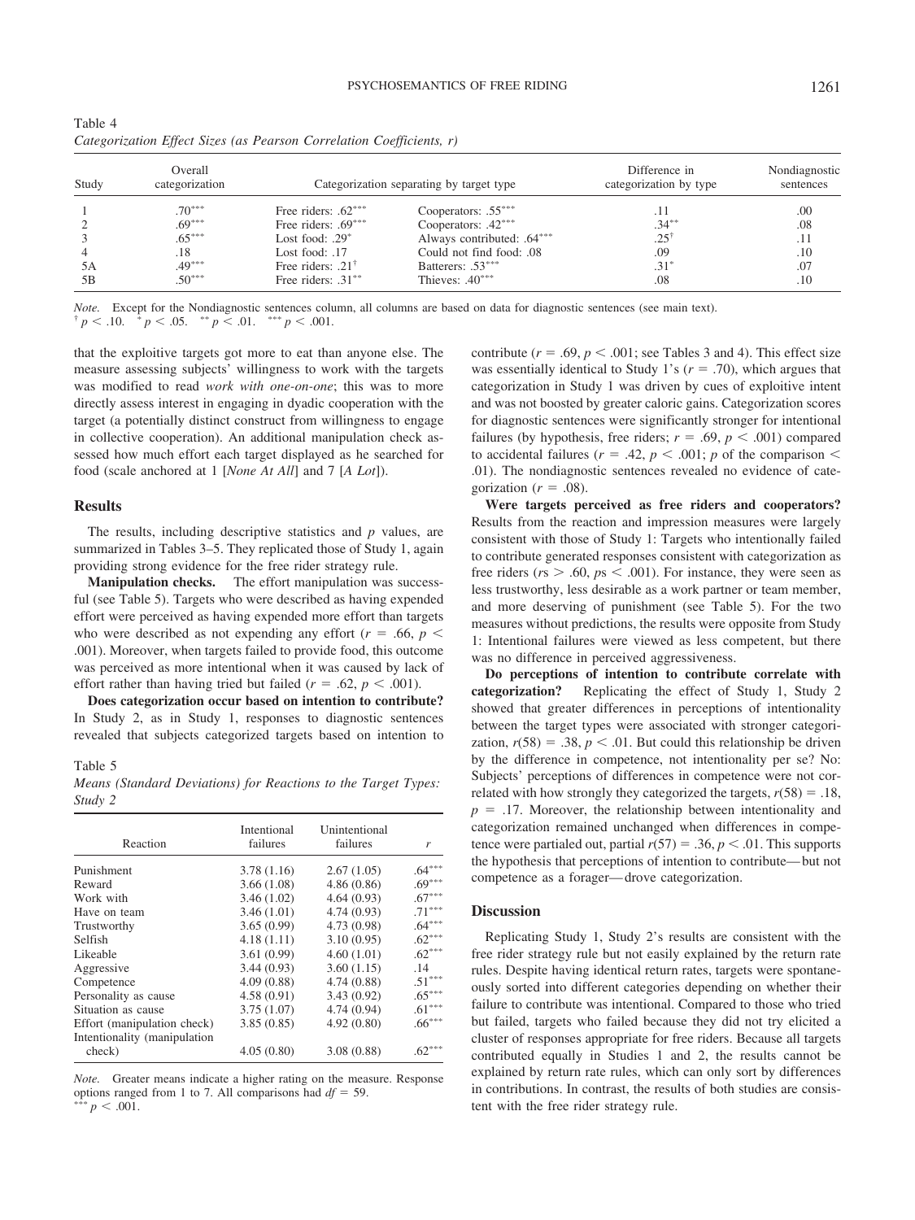Table 4
*Categorization Effect Sizes (as Pearson Correlation Coefficients, r)*

| Study | Overall categorization | Categorization separating by target type | | Difference in categorization by type | Nondiagnostic sentences |
|---|---|---|---|---|---|
| 1 | $.70^{***}$ | Free riders: $.62^{***}$ | Cooperators: $.55^{***}$ | .11 | .00 |
| 2 | $.69^{***}$ | Free riders: $.69^{***}$ | Cooperators: $.42^{***}$ | $.34^{**}$ | .08 |
| 3 | $.65^{***}$ | Lost food: $.29^{*}$ | Always contributed: $.64^{***}$ | $.25^{\dagger}$ | .11 |
| 4 | .18 | Lost food: .17 | Could not find food: .08 | .09 | .10 |
| 5A | $.49^{***}$ | Free riders: $.21^{\dagger}$ | Batterers: $.53^{***}$ | $.31^{*}$ | .07 |
| 5B | $.50^{***}$ | Free riders: $.31^{**}$ | Thieves: $.40^{***}$ | .08 | .10 |

*Note.* Except for the Nondiagnostic sentences column, all columns are based on data for diagnostic sentences (see main text).
$^{\dagger}$ $p < .10$. $^{*}$ $p < .05$. $^{**}$ $p < .01$. $^{***}$ $p < .001$.

that the exploitive targets got more to eat than anyone else. The measure assessing subjects' willingness to work with the targets was modified to read *work with one-on-one*; this was to more directly assess interest in engaging in dyadic cooperation with the target (a potentially distinct construct from willingness to engage in collective cooperation). An additional manipulation check assessed how much effort each target displayed as he searched for food (scale anchored at 1 [*None At All*] and 7 [*A Lot*]).

## Results

The results, including descriptive statistics and *p* values, are summarized in Tables 3–5. They replicated those of Study 1, again providing strong evidence for the free rider strategy rule.

**Manipulation checks.** The effort manipulation was successful (see Table 5). Targets who were described as having expended effort were perceived as having expended more effort than targets who were described as not expending any effort ($r = .66$, $p < .001$). Moreover, when targets failed to provide food, this outcome was perceived as more intentional when it was caused by lack of effort rather than having tried but failed ($r = .62$, $p < .001$).

**Does categorization occur based on intention to contribute?** In Study 2, as in Study 1, responses to diagnostic sentences revealed that subjects categorized targets based on intention to contribute ($r = .69$, $p < .001$; see Tables 3 and 4). This effect size was essentially identical to Study 1's ($r = .70$), which argues that categorization in Study 1 was driven by cues of exploitive intent and was not boosted by greater caloric gains. Categorization scores for diagnostic sentences were significantly stronger for intentional failures (by hypothesis, free riders; $r = .69$, $p < .001$) compared to accidental failures ($r = .42$, $p < .001$; $p$ of the comparison $<$ .01). The nondiagnostic sentences revealed no evidence of categorization ($r = .08$).

**Were targets perceived as free riders and cooperators?** Results from the reaction and impression measures were largely consistent with those of Study 1: Targets who intentionally failed to contribute generated responses consistent with categorization as free riders ($rs > .60$, $ps < .001$). For instance, they were seen as less trustworthy, less desirable as a work partner or team member, and more deserving of punishment (see Table 5). For the two measures without predictions, the results were opposite from Study 1: Intentional failures were viewed as less competent, but there was no difference in perceived aggressiveness.

**Do perceptions of intention to contribute correlate with categorization?** Replicating the effect of Study 1, Study 2 showed that greater differences in perceptions of intentionality between the target types were associated with stronger categorization, $r(58) = .38$, $p < .01$. But could this relationship be driven by the difference in competence, not intentionality per se? No: Subjects' perceptions of differences in competence were not correlated with how strongly they categorized the targets, $r(58) = .18$, $p = .17$. Moreover, the relationship between intentionality and categorization remained unchanged when differences in competence were partialed out, partial $r(57) = .36$, $p < .01$. This supports the hypothesis that perceptions of intention to contribute—but not competence as a forager—drove categorization.

Table 5
*Means (Standard Deviations) for Reactions to the Target Types: Study 2*

| Reaction | Intentional failures | Unintentional failures | *r* |
|---|---|---|---|
| Punishment | 3.78 (1.16) | 2.67 (1.05) | $.64^{***}$ |
| Reward | 3.66 (1.08) | 4.86 (0.86) | $.69^{***}$ |
| Work with | 3.46 (1.02) | 4.64 (0.93) | $.67^{***}$ |
| Have on team | 3.46 (1.01) | 4.74 (0.93) | $.71^{***}$ |
| Trustworthy | 3.65 (0.99) | 4.73 (0.98) | $.64^{***}$ |
| Selfish | 4.18 (1.11) | 3.10 (0.95) | $.62^{***}$ |
| Likeable | 3.61 (0.99) | 4.60 (1.01) | $.62^{***}$ |
| Aggressive | 3.44 (0.93) | 3.60 (1.15) | .14 |
| Competence | 4.09 (0.88) | 4.74 (0.88) | $.51^{***}$ |
| Personality as cause | 4.58 (0.91) | 3.43 (0.92) | $.65^{***}$ |
| Situation as cause | 3.75 (1.07) | 4.74 (0.94) | $.61^{***}$ |
| Effort (manipulation check) | 3.85 (0.85) | 4.92 (0.80) | $.66^{***}$ |
| Intentionality (manipulation check) | 4.05 (0.80) | 3.08 (0.88) | $.62^{***}$ |

*Note.* Greater means indicate a higher rating on the measure. Response options ranged from 1 to 7. All comparisons had $df = 59$.
$^{***}$ $p < .001$.

## Discussion

Replicating Study 1, Study 2's results are consistent with the free rider strategy rule but not easily explained by the return rate rules. Despite having identical return rates, targets were spontaneously sorted into different categories depending on whether their failure to contribute was intentional. Compared to those who tried but failed, targets who failed because they did not try elicited a cluster of responses appropriate for free riders. Because all targets contributed equally in Studies 1 and 2, the results cannot be explained by return rate rules, which can only sort by differences in contributions. In contrast, the results of both studies are consistent with the free rider strategy rule.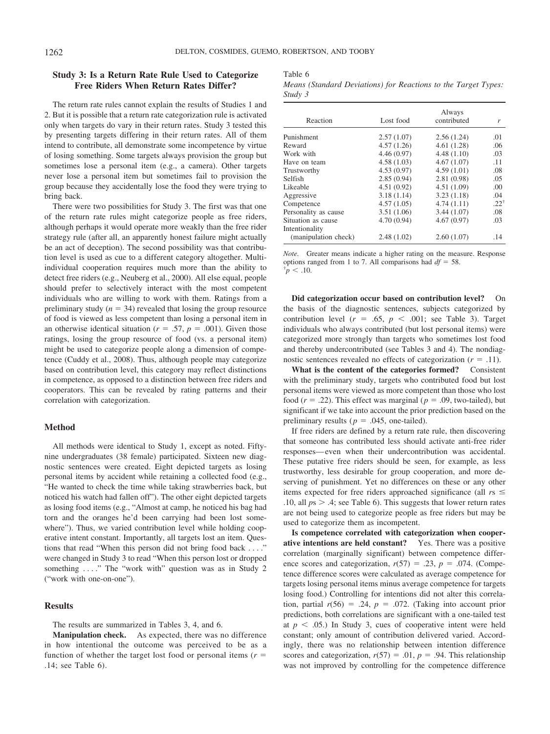## Study 3: Is a Return Rate Rule Used to Categorize Free Riders When Return Rates Differ?

The return rate rules cannot explain the results of Studies 1 and 2. But it is possible that a return rate categorization rule is activated only when targets do vary in their return rates. Study 3 tested this by presenting targets differing in their return rates. All of them intend to contribute, all demonstrate some incompetence by virtue of losing something. Some targets always provision the group but sometimes lose a personal item (e.g., a camera). Other targets never lose a personal item but sometimes fail to provision the group because they accidentally lose the food they were trying to bring back.

There were two possibilities for Study 3. The first was that one of the return rate rules might categorize people as free riders, although perhaps it would operate more weakly than the free rider strategy rule (after all, an apparently honest failure might actually be an act of deception). The second possibility was that contribution level is used as cue to a different category altogether. Multi-individual cooperation requires much more than the ability to detect free riders (e.g., Neuberg et al., 2000). All else equal, people should prefer to selectively interact with the most competent individuals who are willing to work with them. Ratings from a preliminary study ($n$ = 34) revealed that losing the group resource of food is viewed as less competent than losing a personal item in an otherwise identical situation ($r$ = .57, $p$ = .001). Given those ratings, losing the group resource of food (vs. a personal item) might be used to categorize people along a dimension of competence (Cuddy et al., 2008). Thus, although people may categorize based on contribution level, this category may reflect distinctions in competence, as opposed to a distinction between free riders and cooperators. This can be revealed by rating patterns and their correlation with categorization.

### Method

All methods were identical to Study 1, except as noted. Fifty-nine undergraduates (38 female) participated. Sixteen new diagnostic sentences were created. Eight depicted targets as losing personal items by accident while retaining a collected food (e.g., "He wanted to check the time while taking strawberries back, but noticed his watch had fallen off"). The other eight depicted targets as losing food items (e.g., "Almost at camp, he noticed his bag had torn and the oranges he'd been carrying had been lost somewhere"). Thus, we varied contribution level while holding cooperative intent constant. Importantly, all targets lost an item. Questions that read "When this person did not bring food back . . . ." were changed in Study 3 to read "When this person lost or dropped something . . . ." The "work with" question was as in Study 2 ("work with one-on-one").

### Results

The results are summarized in Tables 3, 4, and 6.

**Manipulation check.** As expected, there was no difference in how intentional the outcome was perceived to be as a function of whether the target lost food or personal items ($r$ = .14; see Table 6).

Table 6
*Means (Standard Deviations) for Reactions to the Target Types: Study 3*

| Reaction | Lost food | Always contributed | $r$ |
|---|---|---|---|
| Punishment | 2.57 (1.07) | 2.56 (1.24) | .01 |
| Reward | 4.57 (1.26) | 4.61 (1.28) | .06 |
| Work with | 4.46 (0.97) | 4.48 (1.10) | .03 |
| Have on team | 4.58 (1.03) | 4.67 (1.07) | .11 |
| Trustworthy | 4.53 (0.97) | 4.59 (1.01) | .08 |
| Selfish | 2.85 (0.94) | 2.81 (0.98) | .05 |
| Likeable | 4.51 (0.92) | 4.51 (1.09) | .00 |
| Aggressive | 3.18 (1.14) | 3.23 (1.18) | .04 |
| Competence | 4.57 (1.05) | 4.74 (1.11) | .22$^{\dagger}$ |
| Personality as cause | 3.51 (1.06) | 3.44 (1.07) | .08 |
| Situation as cause | 4.70 (0.94) | 4.67 (0.97) | .03 |
| Intentionality (manipulation check) | 2.48 (1.02) | 2.60 (1.07) | .14 |

*Note.* Greater means indicate a higher rating on the measure. Response options ranged from 1 to 7. All comparisons had $df$ = 58.
$^{\dagger}p < .10$.

**Did categorization occur based on contribution level?** On the basis of the diagnostic sentences, subjects categorized by contribution level ($r$ = .65, $p$ < .001; see Table 3). Target individuals who always contributed (but lost personal items) were categorized more strongly than targets who sometimes lost food and thereby undercontributed (see Tables 3 and 4). The nondiagnostic sentences revealed no effects of categorization ($r$ = .11).

**What is the content of the categories formed?** Consistent with the preliminary study, targets who contributed food but lost personal items were viewed as more competent than those who lost food ($r$ = .22). This effect was marginal ($p$ = .09, two-tailed), but significant if we take into account the prior prediction based on the preliminary results ($p$ = .045, one-tailed).

If free riders are defined by a return rate rule, then discovering that someone has contributed less should activate anti-free rider responses—even when their undercontribution was accidental. These putative free riders should be seen, for example, as less trustworthy, less desirable for group cooperation, and more deserving of punishment. Yet no differences on these or any other items expected for free riders approached significance (all $r$s ≤ .10, all $p$s > .4; see Table 6). This suggests that lower return rates are not being used to categorize people as free riders but may be used to categorize them as incompetent.

**Is competence correlated with categorization when cooperative intentions are held constant?** Yes. There was a positive correlation (marginally significant) between competence difference scores and categorization, $r(57)$ = .23, $p$ = .074. (Competence difference scores were calculated as average competence for targets losing personal items minus average competence for targets losing food.) Controlling for intentions did not alter this correlation, partial $r(56)$ = .24, $p$ = .072. (Taking into account prior predictions, both correlations are significant with a one-tailed test at $p$ < .05.) In Study 3, cues of cooperative intent were held constant; only amount of contribution delivered varied. Accordingly, there was no relationship between intention difference scores and categorization, $r(57)$ = .01, $p$ = .94. This relationship was not improved by controlling for the competence difference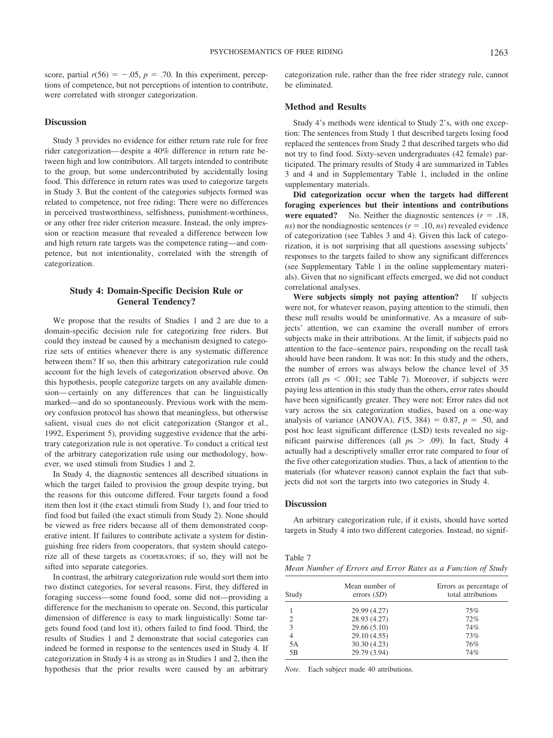score, partial $r(56) = -.05$, $p = .70$. In this experiment, perceptions of competence, but not perceptions of intention to contribute, were correlated with stronger categorization.

### Discussion

Study 3 provides no evidence for either return rate rule for free rider categorization—despite a 40% difference in return rate between high and low contributors. All targets intended to contribute to the group, but some undercontributed by accidentally losing food. This difference in return rates was used to categorize targets in Study 3. But the content of the categories subjects formed was related to competence, not free riding: There were no differences in perceived trustworthiness, selfishness, punishment-worthiness, or any other free rider criterion measure. Instead, the only impression or reaction measure that revealed a difference between low and high return rate targets was the competence rating—and competence, but not intentionality, correlated with the strength of categorization.

## Study 4: Domain-Specific Decision Rule or General Tendency?

We propose that the results of Studies 1 and 2 are due to a domain-specific decision rule for categorizing free riders. But could they instead be caused by a mechanism designed to categorize sets of entities whenever there is any systematic difference between them? If so, then this arbitrary categorization rule could account for the high levels of categorization observed above. On this hypothesis, people categorize targets on any available dimension—certainly on any differences that can be linguistically marked—and do so spontaneously. Previous work with the memory confusion protocol has shown that meaningless, but otherwise salient, visual cues do not elicit categorization (Stangor et al., 1992, Experiment 5), providing suggestive evidence that the arbitrary categorization rule is not operative. To conduct a critical test of the arbitrary categorization rule using our methodology, however, we used stimuli from Studies 1 and 2.

In Study 4, the diagnostic sentences all described situations in which the target failed to provision the group despite trying, but the reasons for this outcome differed. Four targets found a food item then lost it (the exact stimuli from Study 1), and four tried to find food but failed (the exact stimuli from Study 2). None should be viewed as free riders because all of them demonstrated cooperative intent. If failures to contribute activate a system for distinguishing free riders from cooperators, that system should categorize all of these targets as COOPERATORS; if so, they will not be sifted into separate categories.

In contrast, the arbitrary categorization rule would sort them into two distinct categories, for several reasons. First, they differed in foraging success—some found food, some did not—providing a difference for the mechanism to operate on. Second, this particular dimension of difference is easy to mark linguistically: Some targets found food (and lost it), others failed to find food. Third, the results of Studies 1 and 2 demonstrate that social categories can indeed be formed in response to the sentences used in Study 4. If categorization in Study 4 is as strong as in Studies 1 and 2, then the hypothesis that the prior results were caused by an arbitrary categorization rule, rather than the free rider strategy rule, cannot be eliminated.

### Method and Results

Study 4's methods were identical to Study 2's, with one exception: The sentences from Study 1 that described targets losing food replaced the sentences from Study 2 that described targets who did not try to find food. Sixty-seven undergraduates (42 female) participated. The primary results of Study 4 are summarized in Tables 3 and 4 and in Supplementary Table 1, included in the online supplementary materials.

**Did categorization occur when the targets had different foraging experiences but their intentions and contributions were equated?** No. Neither the diagnostic sentences ($r = .18$, *ns*) nor the nondiagnostic sentences ($r = .10$, *ns*) revealed evidence of categorization (see Tables 3 and 4). Given this lack of categorization, it is not surprising that all questions assessing subjects' responses to the targets failed to show any significant differences (see Supplementary Table 1 in the online supplementary materials). Given that no significant effects emerged, we did not conduct correlational analyses.

**Were subjects simply not paying attention?** If subjects were not, for whatever reason, paying attention to the stimuli, then these null results would be uninformative. As a measure of subjects' attention, we can examine the overall number of errors subjects make in their attributions. At the limit, if subjects paid no attention to the face–sentence pairs, responding on the recall task should have been random. It was not: In this study and the others, the number of errors was always below the chance level of 35 errors (all $ps < .001$; see Table 7). Moreover, if subjects were paying less attention in this study than the others, error rates should have been significantly greater. They were not: Error rates did not vary across the six categorization studies, based on a one-way analysis of variance (ANOVA), $F(5, 384) = 0.87$, $p = .50$, and post hoc least significant difference (LSD) tests revealed no significant pairwise differences (all $ps > .09$). In fact, Study 4 actually had a descriptively smaller error rate compared to four of the five other categorization studies. Thus, a lack of attention to the materials (for whatever reason) cannot explain the fact that subjects did not sort the targets into two categories in Study 4.

### Discussion

An arbitrary categorization rule, if it exists, should have sorted targets in Study 4 into two different categories. Instead, no signif-

Table 7
*Mean Number of Errors and Error Rates as a Function of Study*

| Study | Mean number of errors (*SD*) | Errors as percentage of total attributions |
|---|---|---|
| 1 | 29.99 (4.27) | 75% |
| 2 | 28.93 (4.27) | 72% |
| 3 | 29.66 (5.10) | 74% |
| 4 | 29.10 (4.55) | 73% |
| 5A | 30.30 (4.23) | 76% |
| 5B | 29.79 (3.94) | 74% |

*Note.* Each subject made 40 attributions.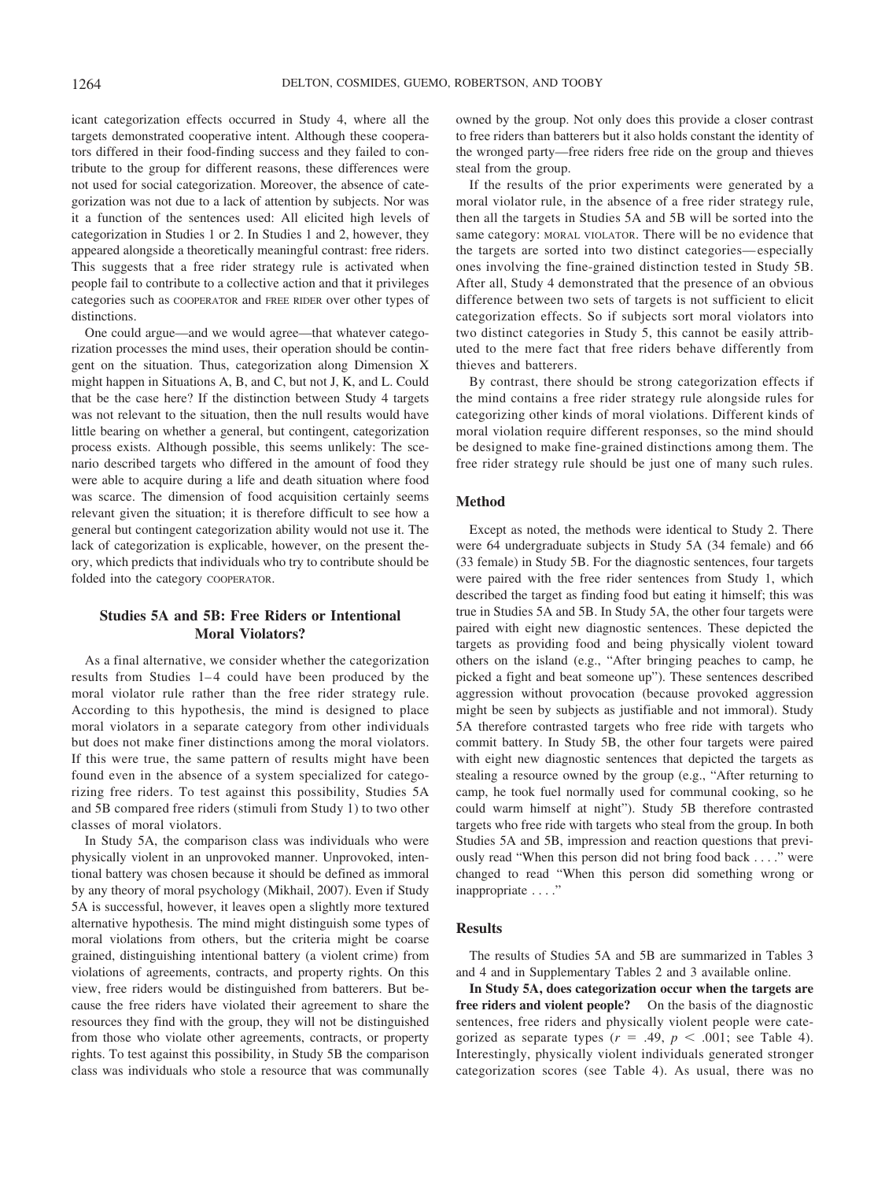icant categorization effects occurred in Study 4, where all the targets demonstrated cooperative intent. Although these cooperators differed in their food-finding success and they failed to contribute to the group for different reasons, these differences were not used for social categorization. Moreover, the absence of categorization was not due to a lack of attention by subjects. Nor was it a function of the sentences used: All elicited high levels of categorization in Studies 1 or 2. In Studies 1 and 2, however, they appeared alongside a theoretically meaningful contrast: free riders. This suggests that a free rider strategy rule is activated when people fail to contribute to a collective action and that it privileges categories such as COOPERATOR and FREE RIDER over other types of distinctions.

One could argue—and we would agree—that whatever categorization processes the mind uses, their operation should be contingent on the situation. Thus, categorization along Dimension X might happen in Situations A, B, and C, but not J, K, and L. Could that be the case here? If the distinction between Study 4 targets was not relevant to the situation, then the null results would have little bearing on whether a general, but contingent, categorization process exists. Although possible, this seems unlikely: The scenario described targets who differed in the amount of food they were able to acquire during a life and death situation where food was scarce. The dimension of food acquisition certainly seems relevant given the situation; it is therefore difficult to see how a general but contingent categorization ability would not use it. The lack of categorization is explicable, however, on the present theory, which predicts that individuals who try to contribute should be folded into the category COOPERATOR.

## Studies 5A and 5B: Free Riders or Intentional Moral Violators?

As a final alternative, we consider whether the categorization results from Studies 1–4 could have been produced by the moral violator rule rather than the free rider strategy rule. According to this hypothesis, the mind is designed to place moral violators in a separate category from other individuals but does not make finer distinctions among the moral violators. If this were true, the same pattern of results might have been found even in the absence of a system specialized for categorizing free riders. To test against this possibility, Studies 5A and 5B compared free riders (stimuli from Study 1) to two other classes of moral violators.

In Study 5A, the comparison class was individuals who were physically violent in an unprovoked manner. Unprovoked, intentional battery was chosen because it should be defined as immoral by any theory of moral psychology (Mikhail, 2007). Even if Study 5A is successful, however, it leaves open a slightly more textured alternative hypothesis. The mind might distinguish some types of moral violations from others, but the criteria might be coarse grained, distinguishing intentional battery (a violent crime) from violations of agreements, contracts, and property rights. On this view, free riders would be distinguished from batterers. But because the free riders have violated their agreement to share the resources they find with the group, they will not be distinguished from those who violate other agreements, contracts, or property rights. To test against this possibility, in Study 5B the comparison class was individuals who stole a resource that was communally owned by the group. Not only does this provide a closer contrast to free riders than batterers but it also holds constant the identity of the wronged party—free riders free ride on the group and thieves steal from the group.

If the results of the prior experiments were generated by a moral violator rule, in the absence of a free rider strategy rule, then all the targets in Studies 5A and 5B will be sorted into the same category: MORAL VIOLATOR. There will be no evidence that the targets are sorted into two distinct categories—especially ones involving the fine-grained distinction tested in Study 5B. After all, Study 4 demonstrated that the presence of an obvious difference between two sets of targets is not sufficient to elicit categorization effects. So if subjects sort moral violators into two distinct categories in Study 5, this cannot be easily attributed to the mere fact that free riders behave differently from thieves and batterers.

By contrast, there should be strong categorization effects if the mind contains a free rider strategy rule alongside rules for categorizing other kinds of moral violations. Different kinds of moral violation require different responses, so the mind should be designed to make fine-grained distinctions among them. The free rider strategy rule should be just one of many such rules.

### Method

Except as noted, the methods were identical to Study 2. There were 64 undergraduate subjects in Study 5A (34 female) and 66 (33 female) in Study 5B. For the diagnostic sentences, four targets were paired with the free rider sentences from Study 1, which described the target as finding food but eating it himself; this was true in Studies 5A and 5B. In Study 5A, the other four targets were paired with eight new diagnostic sentences. These depicted the targets as providing food and being physically violent toward others on the island (e.g., "After bringing peaches to camp, he picked a fight and beat someone up"). These sentences described aggression without provocation (because provoked aggression might be seen by subjects as justifiable and not immoral). Study 5A therefore contrasted targets who free ride with targets who commit battery. In Study 5B, the other four targets were paired with eight new diagnostic sentences that depicted the targets as stealing a resource owned by the group (e.g., "After returning to camp, he took fuel normally used for communal cooking, so he could warm himself at night"). Study 5B therefore contrasted targets who free ride with targets who steal from the group. In both Studies 5A and 5B, impression and reaction questions that previously read "When this person did not bring food back . . . ." were changed to read "When this person did something wrong or inappropriate . . . ."

### Results

The results of Studies 5A and 5B are summarized in Tables 3 and 4 and in Supplementary Tables 2 and 3 available online.

**In Study 5A, does categorization occur when the targets are free riders and violent people?** On the basis of the diagnostic sentences, free riders and physically violent people were categorized as separate types ($r = .49$, $p < .001$; see Table 4). Interestingly, physically violent individuals generated stronger categorization scores (see Table 4). As usual, there was no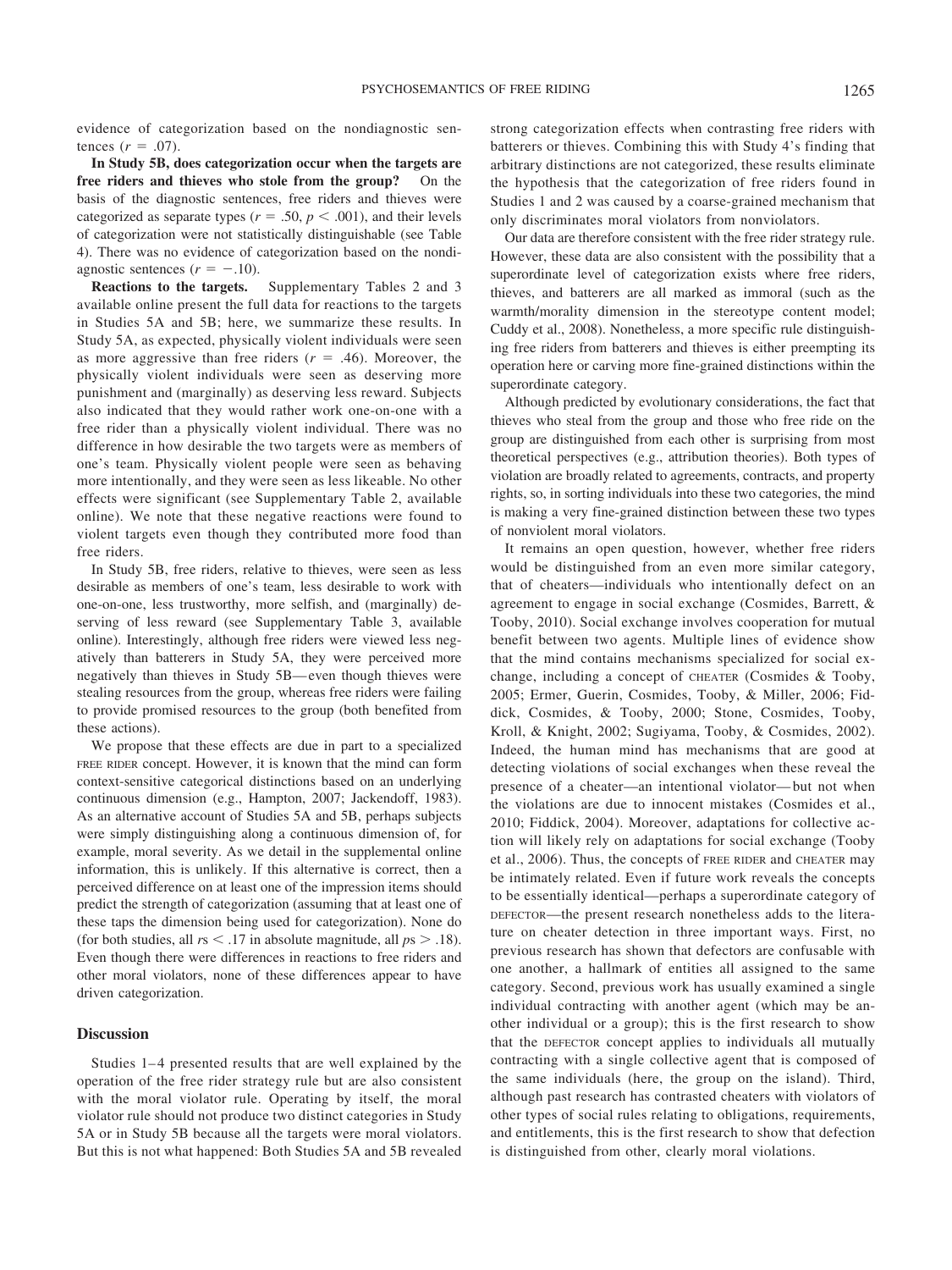evidence of categorization based on the nondiagnostic sentences ($r = .07$).

**In Study 5B, does categorization occur when the targets are free riders and thieves who stole from the group?** On the basis of the diagnostic sentences, free riders and thieves were categorized as separate types ($r = .50$, $p < .001$), and their levels of categorization were not statistically distinguishable (see Table 4). There was no evidence of categorization based on the nondiagnostic sentences ($r = -.10$).

**Reactions to the targets.** Supplementary Tables 2 and 3 available online present the full data for reactions to the targets in Studies 5A and 5B; here, we summarize these results. In Study 5A, as expected, physically violent individuals were seen as more aggressive than free riders ($r = .46$). Moreover, the physically violent individuals were seen as deserving more punishment and (marginally) as deserving less reward. Subjects also indicated that they would rather work one-on-one with a free rider than a physically violent individual. There was no difference in how desirable the two targets were as members of one's team. Physically violent people were seen as behaving more intentionally, and they were seen as less likeable. No other effects were significant (see Supplementary Table 2, available online). We note that these negative reactions were found to violent targets even though they contributed more food than free riders.

In Study 5B, free riders, relative to thieves, were seen as less desirable as members of one's team, less desirable to work with one-on-one, less trustworthy, more selfish, and (marginally) deserving of less reward (see Supplementary Table 3, available online). Interestingly, although free riders were viewed less negatively than batterers in Study 5A, they were perceived more negatively than thieves in Study 5B—even though thieves were stealing resources from the group, whereas free riders were failing to provide promised resources to the group (both benefited from these actions).

We propose that these effects are due in part to a specialized FREE RIDER concept. However, it is known that the mind can form context-sensitive categorical distinctions based on an underlying continuous dimension (e.g., Hampton, 2007; Jackendoff, 1983). As an alternative account of Studies 5A and 5B, perhaps subjects were simply distinguishing along a continuous dimension of, for example, moral severity. As we detail in the supplemental online information, this is unlikely. If this alternative is correct, then a perceived difference on at least one of the impression items should predict the strength of categorization (assuming that at least one of these taps the dimension being used for categorization). None do (for both studies, all $rs < .17$ in absolute magnitude, all $ps > .18$). Even though there were differences in reactions to free riders and other moral violators, none of these differences appear to have driven categorization.

## Discussion

Studies 1–4 presented results that are well explained by the operation of the free rider strategy rule but are also consistent with the moral violator rule. Operating by itself, the moral violator rule should not produce two distinct categories in Study 5A or in Study 5B because all the targets were moral violators. But this is not what happened: Both Studies 5A and 5B revealed strong categorization effects when contrasting free riders with batterers or thieves. Combining this with Study 4's finding that arbitrary distinctions are not categorized, these results eliminate the hypothesis that the categorization of free riders found in Studies 1 and 2 was caused by a coarse-grained mechanism that only discriminates moral violators from nonviolators.

Our data are therefore consistent with the free rider strategy rule. However, these data are also consistent with the possibility that a superordinate level of categorization exists where free riders, thieves, and batterers are all marked as immoral (such as the warmth/morality dimension in the stereotype content model; Cuddy et al., 2008). Nonetheless, a more specific rule distinguishing free riders from batterers and thieves is either preempting its operation here or carving more fine-grained distinctions within the superordinate category.

Although predicted by evolutionary considerations, the fact that thieves who steal from the group and those who free ride on the group are distinguished from each other is surprising from most theoretical perspectives (e.g., attribution theories). Both types of violation are broadly related to agreements, contracts, and property rights, so, in sorting individuals into these two categories, the mind is making a very fine-grained distinction between these two types of nonviolent moral violators.

It remains an open question, however, whether free riders would be distinguished from an even more similar category, that of cheaters—individuals who intentionally defect on an agreement to engage in social exchange (Cosmides, Barrett, & Tooby, 2010). Social exchange involves cooperation for mutual benefit between two agents. Multiple lines of evidence show that the mind contains mechanisms specialized for social exchange, including a concept of CHEATER (Cosmides & Tooby, 2005; Ermer, Guerin, Cosmides, Tooby, & Miller, 2006; Fiddick, Cosmides, & Tooby, 2000; Stone, Cosmides, Tooby, Kroll, & Knight, 2002; Sugiyama, Tooby, & Cosmides, 2002). Indeed, the human mind has mechanisms that are good at detecting violations of social exchanges when these reveal the presence of a cheater—an intentional violator—but not when the violations are due to innocent mistakes (Cosmides et al., 2010; Fiddick, 2004). Moreover, adaptations for collective action will likely rely on adaptations for social exchange (Tooby et al., 2006). Thus, the concepts of FREE RIDER and CHEATER may be intimately related. Even if future work reveals the concepts to be essentially identical—perhaps a superordinate category of DEFECTOR—the present research nonetheless adds to the literature on cheater detection in three important ways. First, no previous research has shown that defectors are confusable with one another, a hallmark of entities all assigned to the same category. Second, previous work has usually examined a single individual contracting with another agent (which may be another individual or a group); this is the first research to show that the DEFECTOR concept applies to individuals all mutually contracting with a single collective agent that is composed of the same individuals (here, the group on the island). Third, although past research has contrasted cheaters with violators of other types of social rules relating to obligations, requirements, and entitlements, this is the first research to show that defection is distinguished from other, clearly moral violations.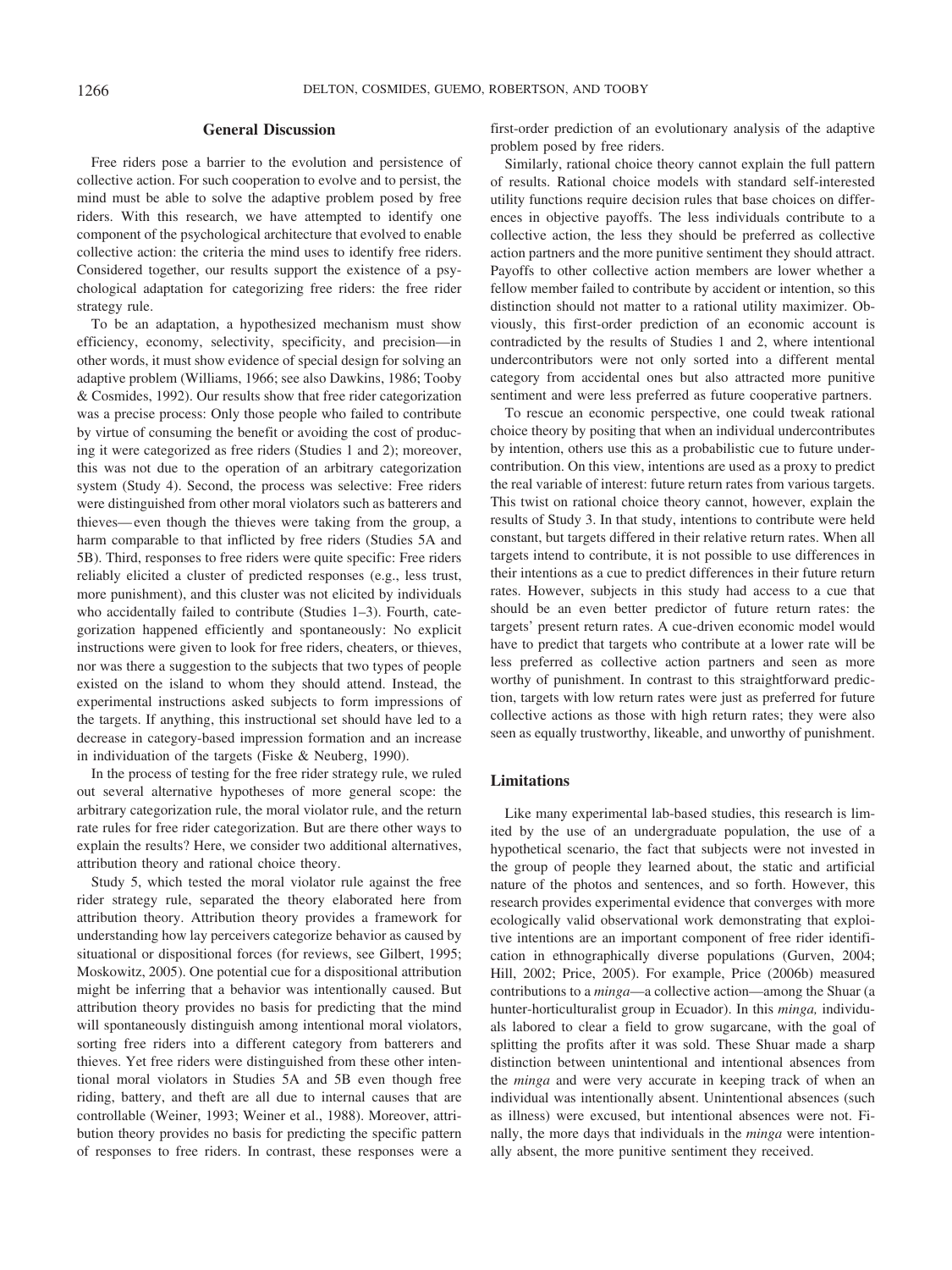## General Discussion

Free riders pose a barrier to the evolution and persistence of collective action. For such cooperation to evolve and to persist, the mind must be able to solve the adaptive problem posed by free riders. With this research, we have attempted to identify one component of the psychological architecture that evolved to enable collective action: the criteria the mind uses to identify free riders. Considered together, our results support the existence of a psychological adaptation for categorizing free riders: the free rider strategy rule.

To be an adaptation, a hypothesized mechanism must show efficiency, economy, selectivity, specificity, and precision—in other words, it must show evidence of special design for solving an adaptive problem (Williams, 1966; see also Dawkins, 1986; Tooby & Cosmides, 1992). Our results show that free rider categorization was a precise process: Only those people who failed to contribute by virtue of consuming the benefit or avoiding the cost of producing it were categorized as free riders (Studies 1 and 2); moreover, this was not due to the operation of an arbitrary categorization system (Study 4). Second, the process was selective: Free riders were distinguished from other moral violators such as batterers and thieves—even though the thieves were taking from the group, a harm comparable to that inflicted by free riders (Studies 5A and 5B). Third, responses to free riders were quite specific: Free riders reliably elicited a cluster of predicted responses (e.g., less trust, more punishment), and this cluster was not elicited by individuals who accidentally failed to contribute (Studies 1–3). Fourth, categorization happened efficiently and spontaneously: No explicit instructions were given to look for free riders, cheaters, or thieves, nor was there a suggestion to the subjects that two types of people existed on the island to whom they should attend. Instead, the experimental instructions asked subjects to form impressions of the targets. If anything, this instructional set should have led to a decrease in category-based impression formation and an increase in individuation of the targets (Fiske & Neuberg, 1990).

In the process of testing for the free rider strategy rule, we ruled out several alternative hypotheses of more general scope: the arbitrary categorization rule, the moral violator rule, and the return rate rules for free rider categorization. But are there other ways to explain the results? Here, we consider two additional alternatives, attribution theory and rational choice theory.

Study 5, which tested the moral violator rule against the free rider strategy rule, separated the theory elaborated here from attribution theory. Attribution theory provides a framework for understanding how lay perceivers categorize behavior as caused by situational or dispositional forces (for reviews, see Gilbert, 1995; Moskowitz, 2005). One potential cue for a dispositional attribution might be inferring that a behavior was intentionally caused. But attribution theory provides no basis for predicting that the mind will spontaneously distinguish among intentional moral violators, sorting free riders into a different category from batterers and thieves. Yet free riders were distinguished from these other intentional moral violators in Studies 5A and 5B even though free riding, battery, and theft are all due to internal causes that are controllable (Weiner, 1993; Weiner et al., 1988). Moreover, attribution theory provides no basis for predicting the specific pattern of responses to free riders. In contrast, these responses were a first-order prediction of an evolutionary analysis of the adaptive problem posed by free riders.

Similarly, rational choice theory cannot explain the full pattern of results. Rational choice models with standard self-interested utility functions require decision rules that base choices on differences in objective payoffs. The less individuals contribute to a collective action, the less they should be preferred as collective action partners and the more punitive sentiment they should attract. Payoffs to other collective action members are lower whether a fellow member failed to contribute by accident or intention, so this distinction should not matter to a rational utility maximizer. Obviously, this first-order prediction of an economic account is contradicted by the results of Studies 1 and 2, where intentional undercontributors were not only sorted into a different mental category from accidental ones but also attracted more punitive sentiment and were less preferred as future cooperative partners.

To rescue an economic perspective, one could tweak rational choice theory by positing that when an individual undercontributes by intention, others use this as a probabilistic cue to future undercontribution. On this view, intentions are used as a proxy to predict the real variable of interest: future return rates from various targets. This twist on rational choice theory cannot, however, explain the results of Study 3. In that study, intentions to contribute were held constant, but targets differed in their relative return rates. When all targets intend to contribute, it is not possible to use differences in their intentions as a cue to predict differences in their future return rates. However, subjects in this study had access to a cue that should be an even better predictor of future return rates: the targets' present return rates. A cue-driven economic model would have to predict that targets who contribute at a lower rate will be less preferred as collective action partners and seen as more worthy of punishment. In contrast to this straightforward prediction, targets with low return rates were just as preferred for future collective actions as those with high return rates; they were also seen as equally trustworthy, likeable, and unworthy of punishment.

### Limitations

Like many experimental lab-based studies, this research is limited by the use of an undergraduate population, the use of a hypothetical scenario, the fact that subjects were not invested in the group of people they learned about, the static and artificial nature of the photos and sentences, and so forth. However, this research provides experimental evidence that converges with more ecologically valid observational work demonstrating that exploitive intentions are an important component of free rider identification in ethnographically diverse populations (Gurven, 2004; Hill, 2002; Price, 2005). For example, Price (2006b) measured contributions to a *minga*—a collective action—among the Shuar (a hunter-horticulturalist group in Ecuador). In this *minga,* individuals labored to clear a field to grow sugarcane, with the goal of splitting the profits after it was sold. These Shuar made a sharp distinction between unintentional and intentional absences from the *minga* and were very accurate in keeping track of when an individual was intentionally absent. Unintentional absences (such as illness) were excused, but intentional absences were not. Finally, the more days that individuals in the *minga* were intentionally absent, the more punitive sentiment they received.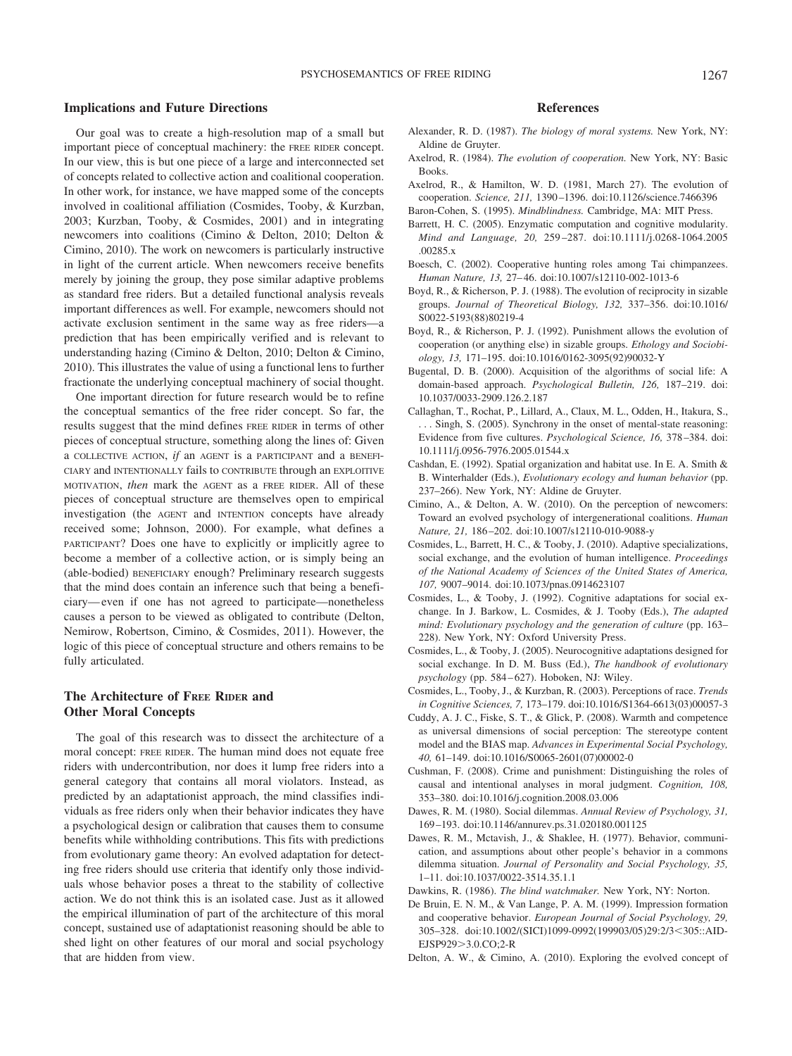### Implications and Future Directions

Our goal was to create a high-resolution map of a small but important piece of conceptual machinery: the FREE RIDER concept. In our view, this is but one piece of a large and interconnected set of concepts related to collective action and coalitional cooperation. In other work, for instance, we have mapped some of the concepts involved in coalitional affiliation (Cosmides, Tooby, & Kurzban, 2003; Kurzban, Tooby, & Cosmides, 2001) and in integrating newcomers into coalitions (Cimino & Delton, 2010; Delton & Cimino, 2010). The work on newcomers is particularly instructive in light of the current article. When newcomers receive benefits merely by joining the group, they pose similar adaptive problems as standard free riders. But a detailed functional analysis reveals important differences as well. For example, newcomers should not activate exclusion sentiment in the same way as free riders—a prediction that has been empirically verified and is relevant to understanding hazing (Cimino & Delton, 2010; Delton & Cimino, 2010). This illustrates the value of using a functional lens to further fractionate the underlying conceptual machinery of social thought.

One important direction for future research would be to refine the conceptual semantics of the free rider concept. So far, the results suggest that the mind defines FREE RIDER in terms of other pieces of conceptual structure, something along the lines of: Given a COLLECTIVE ACTION, *if* an AGENT is a PARTICIPANT and a BENEFICIARY and INTENTIONALLY fails to CONTRIBUTE through an EXPLOITIVE MOTIVATION, *then* mark the AGENT as a FREE RIDER. All of these pieces of conceptual structure are themselves open to empirical investigation (the AGENT and INTENTION concepts have already received some; Johnson, 2000). For example, what defines a PARTICIPANT? Does one have to explicitly or implicitly agree to become a member of a collective action, or is simply being an (able-bodied) BENEFICIARY enough? Preliminary research suggests that the mind does contain an inference such that being a beneficiary—even if one has not agreed to participate—nonetheless causes a person to be viewed as obligated to contribute (Delton, Nemirow, Robertson, Cimino, & Cosmides, 2011). However, the logic of this piece of conceptual structure and others remains to be fully articulated.

## The Architecture of FREE RIDER and Other Moral Concepts

The goal of this research was to dissect the architecture of a moral concept: FREE RIDER. The human mind does not equate free riders with undercontribution, nor does it lump free riders into a general category that contains all moral violators. Instead, as predicted by an adaptationist approach, the mind classifies individuals as free riders only when their behavior indicates they have a psychological design or calibration that causes them to consume benefits while withholding contributions. This fits with predictions from evolutionary game theory: An evolved adaptation for detecting free riders should use criteria that identify only those individuals whose behavior poses a threat to the stability of collective action. We do not think this is an isolated case. Just as it allowed the empirical illumination of part of the architecture of this moral concept, sustained use of adaptationist reasoning should be able to shed light on other features of our moral and social psychology that are hidden from view.

## References

Alexander, R. D. (1987). *The biology of moral systems.* New York, NY: Aldine de Gruyter.

Axelrod, R. (1984). *The evolution of cooperation.* New York, NY: Basic Books.

Axelrod, R., & Hamilton, W. D. (1981, March 27). The evolution of cooperation. *Science, 211,* 1390–1396. doi:10.1126/science.7466396

Baron-Cohen, S. (1995). *Mindblindness.* Cambridge, MA: MIT Press.

Barrett, H. C. (2005). Enzymatic computation and cognitive modularity. *Mind and Language, 20,* 259–287. doi:10.1111/j.0268-1064.2005.00285.x

Boesch, C. (2002). Cooperative hunting roles among Tai chimpanzees. *Human Nature, 13,* 27–46. doi:10.1007/s12110-002-1013-6

Boyd, R., & Richerson, P. J. (1988). The evolution of reciprocity in sizable groups. *Journal of Theoretical Biology, 132,* 337–356. doi:10.1016/S0022-5193(88)80219-4

Boyd, R., & Richerson, P. J. (1992). Punishment allows the evolution of cooperation (or anything else) in sizable groups. *Ethology and Sociobiology, 13,* 171–195. doi:10.1016/0162-3095(92)90032-Y

Bugental, D. B. (2000). Acquisition of the algorithms of social life: A domain-based approach. *Psychological Bulletin, 126,* 187–219. doi:10.1037/0033-2909.126.2.187

Callaghan, T., Rochat, P., Lillard, A., Claux, M. L., Odden, H., Itakura, S., . . . Singh, S. (2005). Synchrony in the onset of mental-state reasoning: Evidence from five cultures. *Psychological Science, 16,* 378–384. doi:10.1111/j.0956-7976.2005.01544.x

Cashdan, E. (1992). Spatial organization and habitat use. In E. A. Smith & B. Winterhalder (Eds.), *Evolutionary ecology and human behavior* (pp. 237–266). New York, NY: Aldine de Gruyter.

Cimino, A., & Delton, A. W. (2010). On the perception of newcomers: Toward an evolved psychology of intergenerational coalitions. *Human Nature, 21,* 186–202. doi:10.1007/s12110-010-9088-y

Cosmides, L., Barrett, H. C., & Tooby, J. (2010). Adaptive specializations, social exchange, and the evolution of human intelligence. *Proceedings of the National Academy of Sciences of the United States of America, 107,* 9007–9014. doi:10.1073/pnas.0914623107

Cosmides, L., & Tooby, J. (1992). Cognitive adaptations for social exchange. In J. Barkow, L. Cosmides, & J. Tooby (Eds.), *The adapted mind: Evolutionary psychology and the generation of culture* (pp. 163–228). New York, NY: Oxford University Press.

Cosmides, L., & Tooby, J. (2005). Neurocognitive adaptations designed for social exchange. In D. M. Buss (Ed.), *The handbook of evolutionary psychology* (pp. 584–627). Hoboken, NJ: Wiley.

Cosmides, L., Tooby, J., & Kurzban, R. (2003). Perceptions of race. *Trends in Cognitive Sciences, 7,* 173–179. doi:10.1016/S1364-6613(03)00057-3

Cuddy, A. J. C., Fiske, S. T., & Glick, P. (2008). Warmth and competence as universal dimensions of social perception: The stereotype content model and the BIAS map. *Advances in Experimental Social Psychology, 40,* 61–149. doi:10.1016/S0065-2601(07)00002-0

Cushman, F. (2008). Crime and punishment: Distinguishing the roles of causal and intentional analyses in moral judgment. *Cognition, 108,* 353–380. doi:10.1016/j.cognition.2008.03.006

Dawes, R. M. (1980). Social dilemmas. *Annual Review of Psychology, 31,* 169–193. doi:10.1146/annurev.ps.31.020180.001125

Dawes, R. M., Mctavish, J., & Shaklee, H. (1977). Behavior, communication, and assumptions about other people's behavior in a commons dilemma situation. *Journal of Personality and Social Psychology, 35,* 1–11. doi:10.1037/0022-3514.35.1.1

Dawkins, R. (1986). *The blind watchmaker.* New York, NY: Norton.

De Bruin, E. N. M., & Van Lange, P. A. M. (1999). Impression formation and cooperative behavior. *European Journal of Social Psychology, 29,* 305–328. doi:10.1002/(SICI)1099-0992(199903/05)29:2/3<305::AID-EJSP929>3.0.CO;2-R

Delton, A. W., & Cimino, A. (2010). Exploring the evolved concept of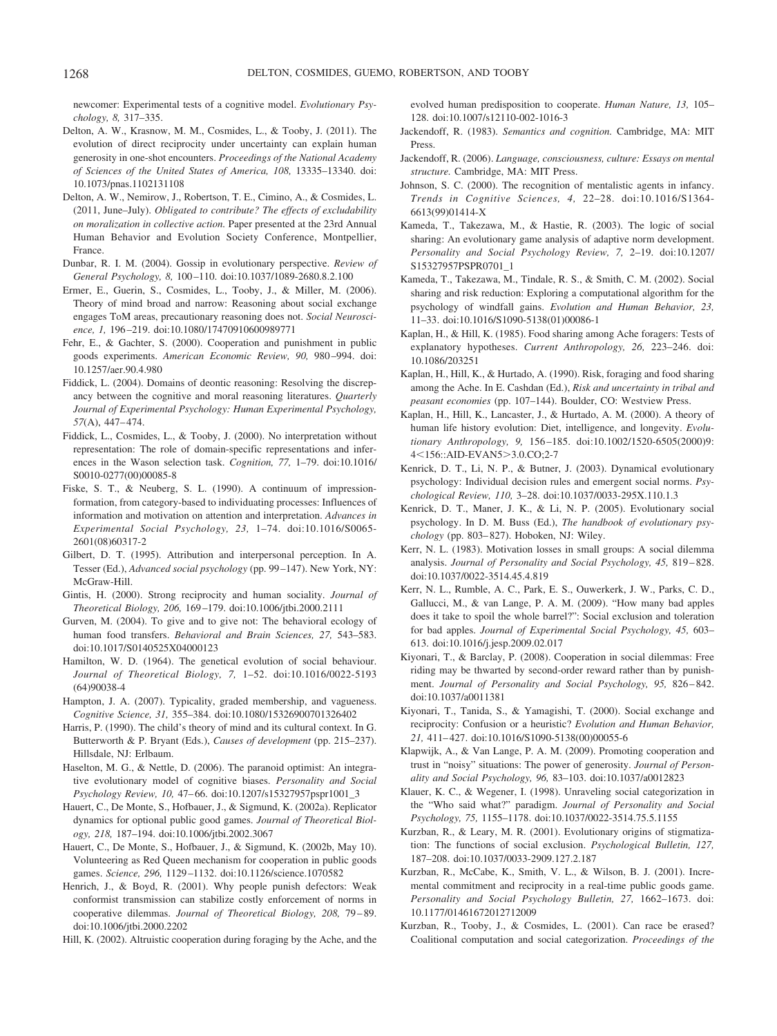newcomer: Experimental tests of a cognitive model. *Evolutionary Psychology, 8,* 317–335.

Delton, A. W., Krasnow, M. M., Cosmides, L., & Tooby, J. (2011). The evolution of direct reciprocity under uncertainty can explain human generosity in one-shot encounters. *Proceedings of the National Academy of Sciences of the United States of America, 108,* 13335–13340. doi:10.1073/pnas.1102131108

Delton, A. W., Nemirow, J., Robertson, T. E., Cimino, A., & Cosmides, L. (2011, June–July). *Obligated to contribute? The effects of excludability on moralization in collective action.* Paper presented at the 23rd Annual Human Behavior and Evolution Society Conference, Montpellier, France.

Dunbar, R. I. M. (2004). Gossip in evolutionary perspective. *Review of General Psychology, 8,* 100–110. doi:10.1037/1089-2680.8.2.100

Ermer, E., Guerin, S., Cosmides, L., Tooby, J., & Miller, M. (2006). Theory of mind broad and narrow: Reasoning about social exchange engages ToM areas, precautionary reasoning does not. *Social Neuroscience, 1,* 196–219. doi:10.1080/17470910600989771

Fehr, E., & Gachter, S. (2000). Cooperation and punishment in public goods experiments. *American Economic Review, 90,* 980–994. doi:10.1257/aer.90.4.980

Fiddick, L. (2004). Domains of deontic reasoning: Resolving the discrepancy between the cognitive and moral reasoning literatures. *Quarterly Journal of Experimental Psychology: Human Experimental Psychology, 57*(A), 447–474.

Fiddick, L., Cosmides, L., & Tooby, J. (2000). No interpretation without representation: The role of domain-specific representations and inferences in the Wason selection task. *Cognition, 77,* 1–79. doi:10.1016/S0010-0277(00)00085-8

Fiske, S. T., & Neuberg, S. L. (1990). A continuum of impression-formation, from category-based to individuating processes: Influences of information and motivation on attention and interpretation. *Advances in Experimental Social Psychology, 23,* 1–74. doi:10.1016/S0065-2601(08)60317-2

Gilbert, D. T. (1995). Attribution and interpersonal perception. In A. Tesser (Ed.), *Advanced social psychology* (pp. 99–147). New York, NY: McGraw-Hill.

Gintis, H. (2000). Strong reciprocity and human sociality. *Journal of Theoretical Biology, 206,* 169–179. doi:10.1006/jtbi.2000.2111

Gurven, M. (2004). To give and to give not: The behavioral ecology of human food transfers. *Behavioral and Brain Sciences, 27,* 543–583. doi:10.1017/S0140525X04000123

Hamilton, W. D. (1964). The genetical evolution of social behaviour. *Journal of Theoretical Biology, 7,* 1–52. doi:10.1016/0022-5193(64)90038-4

Hampton, J. A. (2007). Typicality, graded membership, and vagueness. *Cognitive Science, 31,* 355–384. doi:10.1080/15326900701326402

Harris, P. (1990). The child's theory of mind and its cultural context. In G. Butterworth & P. Bryant (Eds.), *Causes of development* (pp. 215–237). Hillsdale, NJ: Erlbaum.

Haselton, M. G., & Nettle, D. (2006). The paranoid optimist: An integrative evolutionary model of cognitive biases. *Personality and Social Psychology Review, 10,* 47–66. doi:10.1207/s15327957pspr1001_3

Hauert, C., De Monte, S., Hofbauer, J., & Sigmund, K. (2002a). Replicator dynamics for optional public good games. *Journal of Theoretical Biology, 218,* 187–194. doi:10.1006/jtbi.2002.3067

Hauert, C., De Monte, S., Hofbauer, J., & Sigmund, K. (2002b, May 10). Volunteering as Red Queen mechanism for cooperation in public goods games. *Science, 296,* 1129–1132. doi:10.1126/science.1070582

Henrich, J., & Boyd, R. (2001). Why people punish defectors: Weak conformist transmission can stabilize costly enforcement of norms in cooperative dilemmas. *Journal of Theoretical Biology, 208,* 79–89. doi:10.1006/jtbi.2000.2202

Hill, K. (2002). Altruistic cooperation during foraging by the Ache, and the evolved human predisposition to cooperate. *Human Nature, 13,* 105–128. doi:10.1007/s12110-002-1016-3

Jackendoff, R. (1983). *Semantics and cognition.* Cambridge, MA: MIT Press.

Jackendoff, R. (2006). *Language, consciousness, culture: Essays on mental structure.* Cambridge, MA: MIT Press.

Johnson, S. C. (2000). The recognition of mentalistic agents in infancy. *Trends in Cognitive Sciences, 4,* 22–28. doi:10.1016/S1364-6613(99)01414-X

Kameda, T., Takezawa, M., & Hastie, R. (2003). The logic of social sharing: An evolutionary game analysis of adaptive norm development. *Personality and Social Psychology Review, 7,* 2–19. doi:10.1207/S15327957PSPR0701_1

Kameda, T., Takezawa, M., Tindale, R. S., & Smith, C. M. (2002). Social sharing and risk reduction: Exploring a computational algorithm for the psychology of windfall gains. *Evolution and Human Behavior, 23,* 11–33. doi:10.1016/S1090-5138(01)00086-1

Kaplan, H., & Hill, K. (1985). Food sharing among Ache foragers: Tests of explanatory hypotheses. *Current Anthropology, 26,* 223–246. doi:10.1086/203251

Kaplan, H., Hill, K., & Hurtado, A. (1990). Risk, foraging and food sharing among the Ache. In E. Cashdan (Ed.), *Risk and uncertainty in tribal and peasant economies* (pp. 107–144). Boulder, CO: Westview Press.

Kaplan, H., Hill, K., Lancaster, J., & Hurtado, A. M. (2000). A theory of human life history evolution: Diet, intelligence, and longevity. *Evolutionary Anthropology, 9,* 156–185. doi:10.1002/1520-6505(2000)9:4<156::AID-EVAN5>3.0.CO;2-7

Kenrick, D. T., Li, N. P., & Butner, J. (2003). Dynamical evolutionary psychology: Individual decision rules and emergent social norms. *Psychological Review, 110,* 3–28. doi:10.1037/0033-295X.110.1.3

Kenrick, D. T., Maner, J. K., & Li, N. P. (2005). Evolutionary social psychology. In D. M. Buss (Ed.), *The handbook of evolutionary psychology* (pp. 803–827). Hoboken, NJ: Wiley.

Kerr, N. L. (1983). Motivation losses in small groups: A social dilemma analysis. *Journal of Personality and Social Psychology, 45,* 819–828. doi:10.1037/0022-3514.45.4.819

Kerr, N. L., Rumble, A. C., Park, E. S., Ouwerkerk, J. W., Parks, C. D., Gallucci, M., & van Lange, P. A. M. (2009). "How many bad apples does it take to spoil the whole barrel?": Social exclusion and toleration for bad apples. *Journal of Experimental Social Psychology, 45,* 603–613. doi:10.1016/j.jesp.2009.02.017

Kiyonari, T., & Barclay, P. (2008). Cooperation in social dilemmas: Free riding may be thwarted by second-order reward rather than by punishment. *Journal of Personality and Social Psychology, 95,* 826–842. doi:10.1037/a0011381

Kiyonari, T., Tanida, S., & Yamagishi, T. (2000). Social exchange and reciprocity: Confusion or a heuristic? *Evolution and Human Behavior, 21,* 411–427. doi:10.1016/S1090-5138(00)00055-6

Klapwijk, A., & Van Lange, P. A. M. (2009). Promoting cooperation and trust in "noisy" situations: The power of generosity. *Journal of Personality and Social Psychology, 96,* 83–103. doi:10.1037/a0012823

Klauer, K. C., & Wegener, I. (1998). Unraveling social categorization in the "Who said what?" paradigm. *Journal of Personality and Social Psychology, 75,* 1155–1178. doi:10.1037/0022-3514.75.5.1155

Kurzban, R., & Leary, M. R. (2001). Evolutionary origins of stigmatization: The functions of social exclusion. *Psychological Bulletin, 127,* 187–208. doi:10.1037/0033-2909.127.2.187

Kurzban, R., McCabe, K., Smith, V. L., & Wilson, B. J. (2001). Incremental commitment and reciprocity in a real-time public goods game. *Personality and Social Psychology Bulletin, 27,* 1662–1673. doi:10.1177/01461672012712009

Kurzban, R., Tooby, J., & Cosmides, L. (2001). Can race be erased? Coalitional computation and social categorization. *Proceedings of the*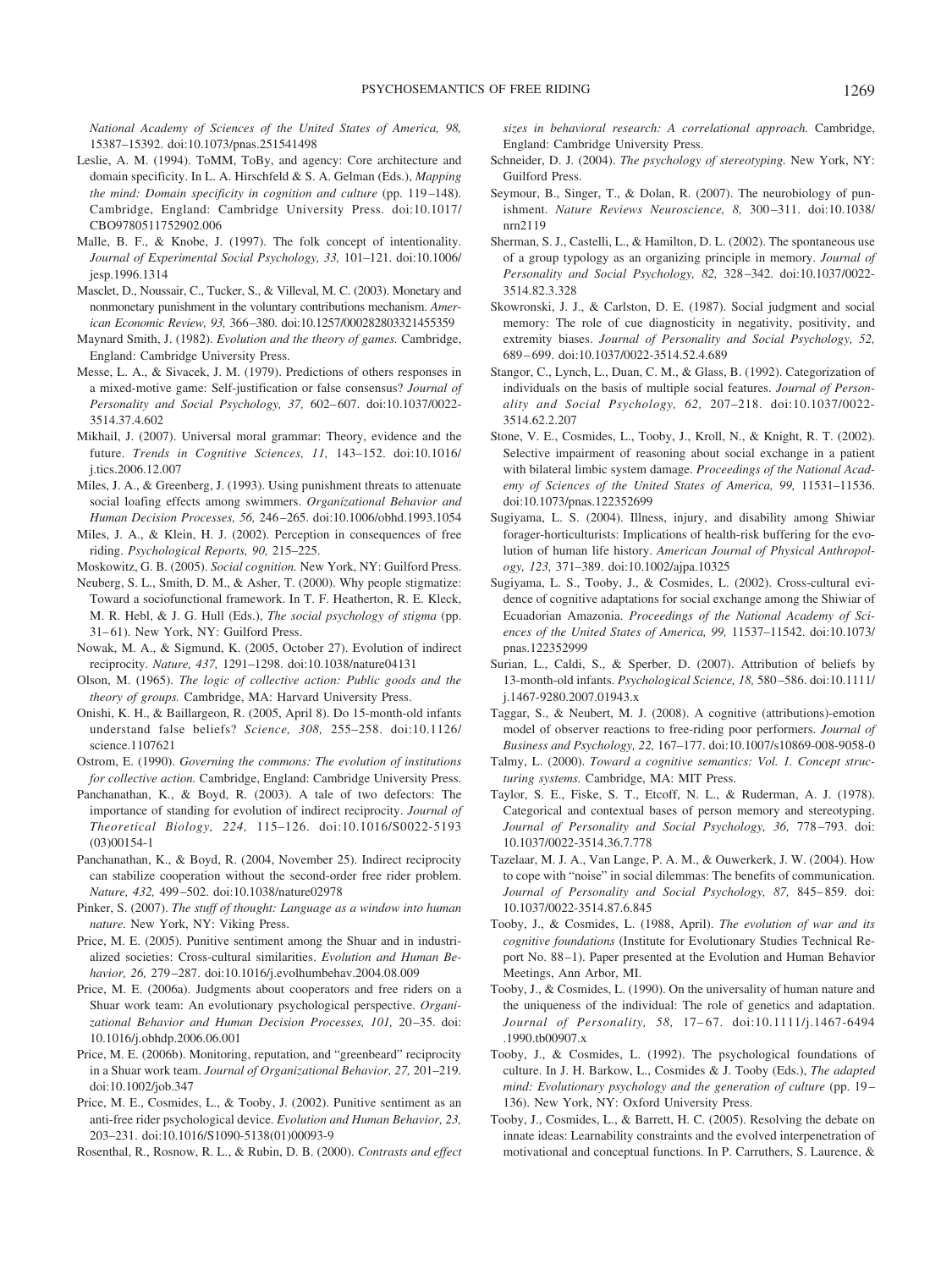*National Academy of Sciences of the United States of America, 98,* 15387–15392. doi:10.1073/pnas.251541498

Leslie, A. M. (1994). ToMM, ToBy, and agency: Core architecture and domain specificity. In L. A. Hirschfeld & S. A. Gelman (Eds.), *Mapping the mind: Domain specificity in cognition and culture* (pp. 119–148). Cambridge, England: Cambridge University Press. doi:10.1017/CBO9780511752902.006

Malle, B. F., & Knobe, J. (1997). The folk concept of intentionality. *Journal of Experimental Social Psychology, 33,* 101–121. doi:10.1006/jesp.1996.1314

Masclet, D., Noussair, C., Tucker, S., & Villeval, M. C. (2003). Monetary and nonmonetary punishment in the voluntary contributions mechanism. *American Economic Review, 93,* 366–380. doi:10.1257/000282803321455359

Maynard Smith, J. (1982). *Evolution and the theory of games.* Cambridge, England: Cambridge University Press.

Messe, L. A., & Sivacek, J. M. (1979). Predictions of others responses in a mixed-motive game: Self-justification or false consensus? *Journal of Personality and Social Psychology, 37,* 602–607. doi:10.1037/0022-3514.37.4.602

Mikhail, J. (2007). Universal moral grammar: Theory, evidence and the future. *Trends in Cognitive Sciences, 11,* 143–152. doi:10.1016/j.tics.2006.12.007

Miles, J. A., & Greenberg, J. (1993). Using punishment threats to attenuate social loafing effects among swimmers. *Organizational Behavior and Human Decision Processes, 56,* 246–265. doi:10.1006/obhd.1993.1054

Miles, J. A., & Klein, H. J. (2002). Perception in consequences of free riding. *Psychological Reports, 90,* 215–225.

Moskowitz, G. B. (2005). *Social cognition.* New York, NY: Guilford Press.

Neuberg, S. L., Smith, D. M., & Asher, T. (2000). Why people stigmatize: Toward a sociofunctional framework. In T. F. Heatherton, R. E. Kleck, M. R. Hebl, & J. G. Hull (Eds.), *The social psychology of stigma* (pp. 31–61). New York, NY: Guilford Press.

Nowak, M. A., & Sigmund, K. (2005, October 27). Evolution of indirect reciprocity. *Nature, 437,* 1291–1298. doi:10.1038/nature04131

Olson, M. (1965). *The logic of collective action: Public goods and the theory of groups.* Cambridge, MA: Harvard University Press.

Onishi, K. H., & Baillargeon, R. (2005, April 8). Do 15-month-old infants understand false beliefs? *Science, 308,* 255–258. doi:10.1126/science.1107621

Ostrom, E. (1990). *Governing the commons: The evolution of institutions for collective action.* Cambridge, England: Cambridge University Press.

Panchanathan, K., & Boyd, R. (2003). A tale of two defectors: The importance of standing for evolution of indirect reciprocity. *Journal of Theoretical Biology, 224,* 115–126. doi:10.1016/S0022-5193(03)00154-1

Panchanathan, K., & Boyd, R. (2004, November 25). Indirect reciprocity can stabilize cooperation without the second-order free rider problem. *Nature, 432,* 499–502. doi:10.1038/nature02978

Pinker, S. (2007). *The stuff of thought: Language as a window into human nature.* New York, NY: Viking Press.

Price, M. E. (2005). Punitive sentiment among the Shuar and in industrialized societies: Cross-cultural similarities. *Evolution and Human Behavior, 26,* 279–287. doi:10.1016/j.evolhumbehav.2004.08.009

Price, M. E. (2006a). Judgments about cooperators and free riders on a Shuar work team: An evolutionary psychological perspective. *Organizational Behavior and Human Decision Processes, 101,* 20–35. doi:10.1016/j.obhdp.2006.06.001

Price, M. E. (2006b). Monitoring, reputation, and "greenbeard" reciprocity in a Shuar work team. *Journal of Organizational Behavior, 27,* 201–219. doi:10.1002/job.347

Price, M. E., Cosmides, L., & Tooby, J. (2002). Punitive sentiment as an anti-free rider psychological device. *Evolution and Human Behavior, 23,* 203–231. doi:10.1016/S1090-5138(01)00093-9

Rosenthal, R., Rosnow, R. L., & Rubin, D. B. (2000). *Contrasts and effect sizes in behavioral research: A correlational approach.* Cambridge, England: Cambridge University Press.

Schneider, D. J. (2004). *The psychology of stereotyping.* New York, NY: Guilford Press.

Seymour, B., Singer, T., & Dolan, R. (2007). The neurobiology of punishment. *Nature Reviews Neuroscience, 8,* 300–311. doi:10.1038/nrn2119

Sherman, S. J., Castelli, L., & Hamilton, D. L. (2002). The spontaneous use of a group typology as an organizing principle in memory. *Journal of Personality and Social Psychology, 82,* 328–342. doi:10.1037/0022-3514.82.3.328

Skowronski, J. J., & Carlston, D. E. (1987). Social judgment and social memory: The role of cue diagnosticity in negativity, positivity, and extremity biases. *Journal of Personality and Social Psychology, 52,* 689–699. doi:10.1037/0022-3514.52.4.689

Stangor, C., Lynch, L., Duan, C. M., & Glass, B. (1992). Categorization of individuals on the basis of multiple social features. *Journal of Personality and Social Psychology, 62,* 207–218. doi:10.1037/0022-3514.62.2.207

Stone, V. E., Cosmides, L., Tooby, J., Kroll, N., & Knight, R. T. (2002). Selective impairment of reasoning about social exchange in a patient with bilateral limbic system damage. *Proceedings of the National Academy of Sciences of the United States of America, 99,* 11531–11536. doi:10.1073/pnas.122352699

Sugiyama, L. S. (2004). Illness, injury, and disability among Shiwiar forager-horticulturists: Implications of health-risk buffering for the evolution of human life history. *American Journal of Physical Anthropology, 123,* 371–389. doi:10.1002/ajpa.10325

Sugiyama, L. S., Tooby, J., & Cosmides, L. (2002). Cross-cultural evidence of cognitive adaptations for social exchange among the Shiwiar of Ecuadorian Amazonia. *Proceedings of the National Academy of Sciences of the United States of America, 99,* 11537–11542. doi:10.1073/pnas.122352999

Surian, L., Caldi, S., & Sperber, D. (2007). Attribution of beliefs by 13-month-old infants. *Psychological Science, 18,* 580–586. doi:10.1111/j.1467-9280.2007.01943.x

Taggar, S., & Neubert, M. J. (2008). A cognitive (attributions)-emotion model of observer reactions to free-riding poor performers. *Journal of Business and Psychology, 22,* 167–177. doi:10.1007/s10869-008-9058-0

Talmy, L. (2000). *Toward a cognitive semantics: Vol. 1. Concept structuring systems.* Cambridge, MA: MIT Press.

Taylor, S. E., Fiske, S. T., Etcoff, N. L., & Ruderman, A. J. (1978). Categorical and contextual bases of person memory and stereotyping. *Journal of Personality and Social Psychology, 36,* 778–793. doi:10.1037/0022-3514.36.7.778

Tazelaar, M. J. A., Van Lange, P. A. M., & Ouwerkerk, J. W. (2004). How to cope with "noise" in social dilemmas: The benefits of communication. *Journal of Personality and Social Psychology, 87,* 845–859. doi:10.1037/0022-3514.87.6.845

Tooby, J., & Cosmides, L. (1988, April). *The evolution of war and its cognitive foundations* (Institute for Evolutionary Studies Technical Report No. 88–1). Paper presented at the Evolution and Human Behavior Meetings, Ann Arbor, MI.

Tooby, J., & Cosmides, L. (1990). On the universality of human nature and the uniqueness of the individual: The role of genetics and adaptation. *Journal of Personality, 58,* 17–67. doi:10.1111/j.1467-6494.1990.tb00907.x

Tooby, J., & Cosmides, L. (1992). The psychological foundations of culture. In J. H. Barkow, L., Cosmides & J. Tooby (Eds.), *The adapted mind: Evolutionary psychology and the generation of culture* (pp. 19–136). New York, NY: Oxford University Press.

Tooby, J., Cosmides, L., & Barrett, H. C. (2005). Resolving the debate on innate ideas: Learnability constraints and the evolved interpenetration of motivational and conceptual functions. In P. Carruthers, S. Laurence, &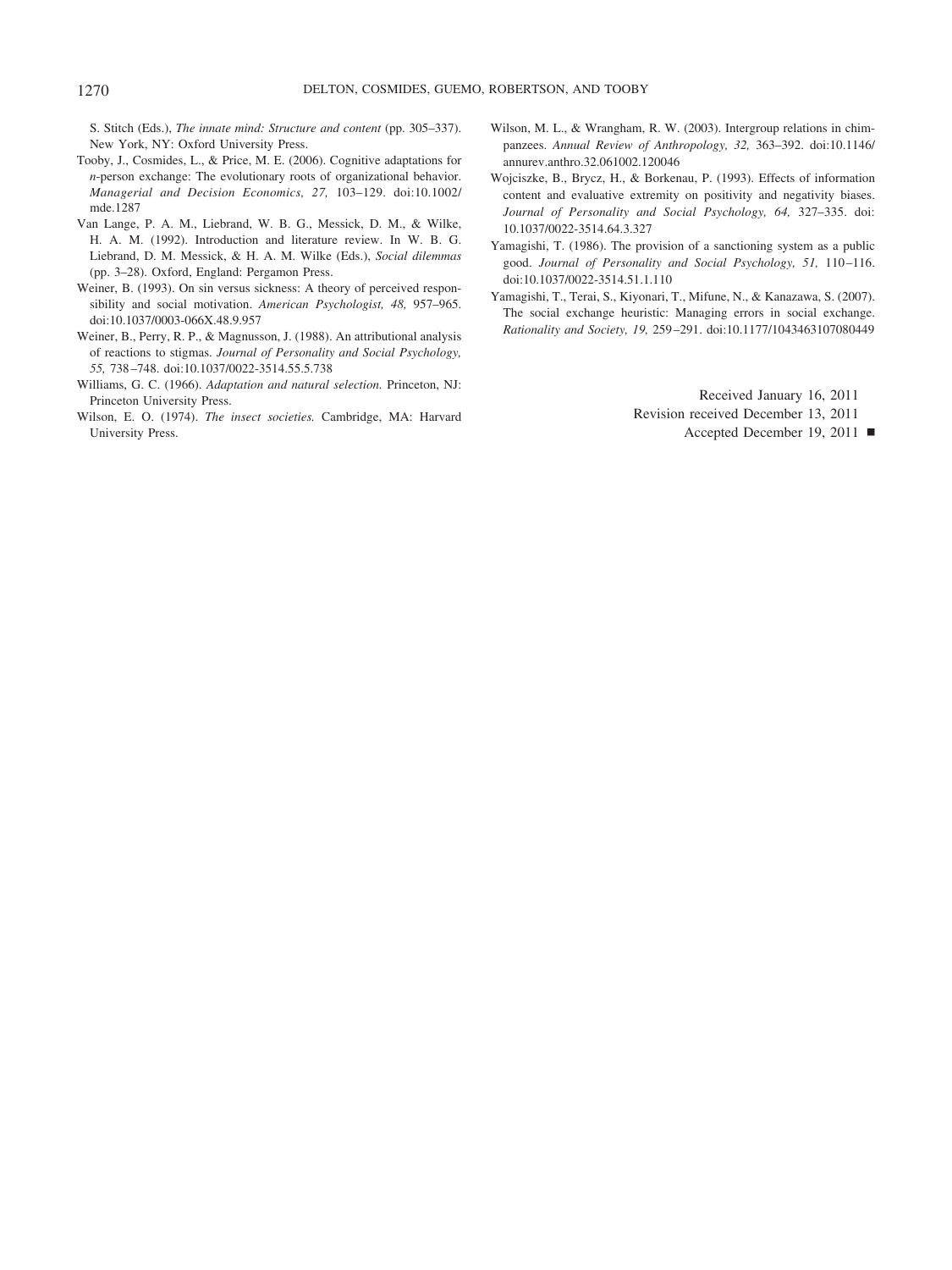S. Stitch (Eds.), *The innate mind: Structure and content* (pp. 305–337). New York, NY: Oxford University Press.

Tooby, J., Cosmides, L., & Price, M. E. (2006). Cognitive adaptations for *n*-person exchange: The evolutionary roots of organizational behavior. *Managerial and Decision Economics, 27,* 103–129. doi:10.1002/mde.1287

Van Lange, P. A. M., Liebrand, W. B. G., Messick, D. M., & Wilke, H. A. M. (1992). Introduction and literature review. In W. B. G. Liebrand, D. M. Messick, & H. A. M. Wilke (Eds.), *Social dilemmas* (pp. 3–28). Oxford, England: Pergamon Press.

Weiner, B. (1993). On sin versus sickness: A theory of perceived responsibility and social motivation. *American Psychologist, 48,* 957–965. doi:10.1037/0003-066X.48.9.957

Weiner, B., Perry, R. P., & Magnusson, J. (1988). An attributional analysis of reactions to stigmas. *Journal of Personality and Social Psychology, 55,* 738–748. doi:10.1037/0022-3514.55.5.738

Williams, G. C. (1966). *Adaptation and natural selection.* Princeton, NJ: Princeton University Press.

Wilson, E. O. (1974). *The insect societies.* Cambridge, MA: Harvard University Press.

Wilson, M. L., & Wrangham, R. W. (2003). Intergroup relations in chimpanzees. *Annual Review of Anthropology, 32,* 363–392. doi:10.1146/annurev.anthro.32.061002.120046

Wojciszke, B., Brycz, H., & Borkenau, P. (1993). Effects of information content and evaluative extremity on positivity and negativity biases. *Journal of Personality and Social Psychology, 64,* 327–335. doi:10.1037/0022-3514.64.3.327

Yamagishi, T. (1986). The provision of a sanctioning system as a public good. *Journal of Personality and Social Psychology, 51,* 110–116. doi:10.1037/0022-3514.51.1.110

Yamagishi, T., Terai, S., Kiyonari, T., Mifune, N., & Kanazawa, S. (2007). The social exchange heuristic: Managing errors in social exchange. *Rationality and Society, 19,* 259–291. doi:10.1177/1043463107080449

Received January 16, 2011
Revision received December 13, 2011
Accepted December 19, 2011 ■